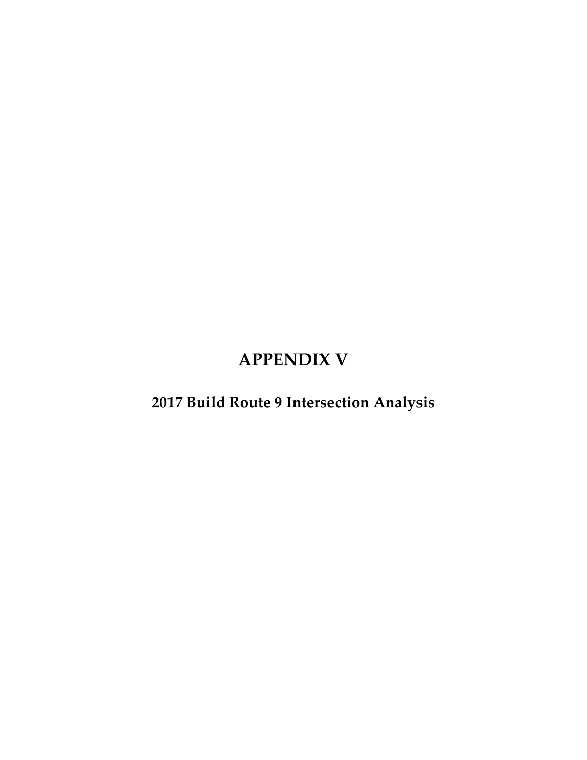# APPENDIX V

## 2017 Build Route 9 Intersection Analysis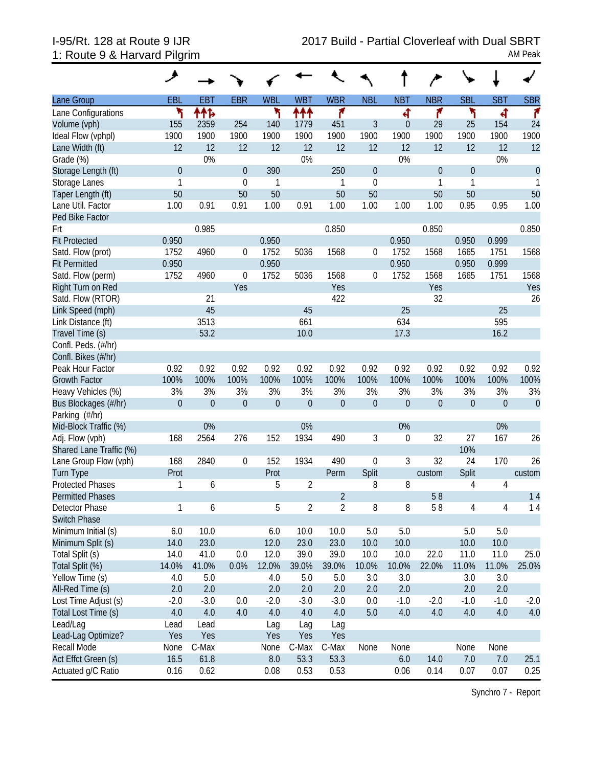I-95/Rt. 128 at Route 9 IJR
1: Route 9 & Harvard Pilgrim

2017 Build - Partial Cloverleaf with Dual SBRT
AM Peak

| Lane Group | EBL | EBT | EBR | WBL | WBT | WBR | NBL | NBT | NBR | SBL | SBT | SBR |
|---|---|---|---|---|---|---|---|---|---|---|---|---|
| Lane Configurations | | | | | | | | | | | | |
| Volume (vph) | 155 | 2359 | 254 | 140 | 1779 | 451 | 3 | 0 | 29 | 25 | 154 | 24 |
| Ideal Flow (vphpl) | 1900 | 1900 | 1900 | 1900 | 1900 | 1900 | 1900 | 1900 | 1900 | 1900 | 1900 | 1900 |
| Lane Width (ft) | 12 | 12 | 12 | 12 | 12 | 12 | 12 | 12 | 12 | 12 | 12 | 12 |
| Grade (%) | | 0% | | | 0% | | | 0% | | | 0% | |
| Storage Length (ft) | 0 | | 0 | 390 | | 250 | 0 | | 0 | 0 | | 0 |
| Storage Lanes | 1 | | 0 | 1 | | 1 | 0 | | 1 | 1 | | 1 |
| Taper Length (ft) | 50 | | 50 | 50 | | 50 | 50 | | 50 | 50 | | 50 |
| Lane Util. Factor | 1.00 | 0.91 | 0.91 | 1.00 | 0.91 | 1.00 | 1.00 | 1.00 | 1.00 | 0.95 | 0.95 | 1.00 |
| Ped Bike Factor | | | | | | | | | | | | |
| Frt | | 0.985 | | | | 0.850 | | | 0.850 | | | 0.850 |
| Flt Protected | 0.950 | | | 0.950 | | | | 0.950 | | 0.950 | 0.999 | |
| Satd. Flow (prot) | 1752 | 4960 | 0 | 1752 | 5036 | 1568 | 0 | 1752 | 1568 | 1665 | 1751 | 1568 |
| Flt Permitted | 0.950 | | | 0.950 | | | | 0.950 | | 0.950 | 0.999 | |
| Satd. Flow (perm) | 1752 | 4960 | 0 | 1752 | 5036 | 1568 | 0 | 1752 | 1568 | 1665 | 1751 | 1568 |
| Right Turn on Red | | | Yes | | | Yes | | | Yes | | | Yes |
| Satd. Flow (RTOR) | | 21 | | | | 422 | | | 32 | | | 26 |
| Link Speed (mph) | | 45 | | | 45 | | | 25 | | | 25 | |
| Link Distance (ft) | | 3513 | | | 661 | | | 634 | | | 595 | |
| Travel Time (s) | | 53.2 | | | 10.0 | | | 17.3 | | | 16.2 | |
| Confl. Peds. (#/hr) | | | | | | | | | | | | |
| Confl. Bikes (#/hr) | | | | | | | | | | | | |
| Peak Hour Factor | 0.92 | 0.92 | 0.92 | 0.92 | 0.92 | 0.92 | 0.92 | 0.92 | 0.92 | 0.92 | 0.92 | 0.92 |
| Growth Factor | 100% | 100% | 100% | 100% | 100% | 100% | 100% | 100% | 100% | 100% | 100% | 100% |
| Heavy Vehicles (%) | 3% | 3% | 3% | 3% | 3% | 3% | 3% | 3% | 3% | 3% | 3% | 3% |
| Bus Blockages (#/hr) | 0 | 0 | 0 | 0 | 0 | 0 | 0 | 0 | 0 | 0 | 0 | 0 |
| Parking (#/hr) | | | | | | | | | | | | |
| Mid-Block Traffic (%) | | 0% | | | 0% | | | 0% | | | 0% | |
| Adj. Flow (vph) | 168 | 2564 | 276 | 152 | 1934 | 490 | 3 | 0 | 32 | 27 | 167 | 26 |
| Shared Lane Traffic (%) | | | | | | | | | | 10% | | |
| Lane Group Flow (vph) | 168 | 2840 | 0 | 152 | 1934 | 490 | 0 | 3 | 32 | 24 | 170 | 26 |
| Turn Type | Prot | | | Prot | | Perm | Split | | custom | Split | | custom |
| Protected Phases | 1 | 6 | | 5 | 2 | | 8 | 8 | | 4 | 4 | |
| Permitted Phases | | | | | | 2 | | | 5 8 | | | 1 4 |
| Detector Phase | 1 | 6 | | 5 | 2 | 2 | 8 | 8 | 5 8 | 4 | 4 | 1 4 |
| Switch Phase | | | | | | | | | | | | |
| Minimum Initial (s) | 6.0 | 10.0 | | 6.0 | 10.0 | 10.0 | 5.0 | 5.0 | | 5.0 | 5.0 | |
| Minimum Split (s) | 14.0 | 23.0 | | 12.0 | 23.0 | 23.0 | 10.0 | 10.0 | | 10.0 | 10.0 | |
| Total Split (s) | 14.0 | 41.0 | 0.0 | 12.0 | 39.0 | 39.0 | 10.0 | 10.0 | 22.0 | 11.0 | 11.0 | 25.0 |
| Total Split (%) | 14.0% | 41.0% | 0.0% | 12.0% | 39.0% | 39.0% | 10.0% | 10.0% | 22.0% | 11.0% | 11.0% | 25.0% |
| Yellow Time (s) | 4.0 | 5.0 | | 4.0 | 5.0 | 5.0 | 3.0 | 3.0 | | 3.0 | 3.0 | |
| All-Red Time (s) | 2.0 | 2.0 | | 2.0 | 2.0 | 2.0 | 2.0 | 2.0 | | 2.0 | 2.0 | |
| Lost Time Adjust (s) | -2.0 | -3.0 | 0.0 | -2.0 | -3.0 | -3.0 | 0.0 | -1.0 | -2.0 | -1.0 | -1.0 | -2.0 |
| Total Lost Time (s) | 4.0 | 4.0 | 4.0 | 4.0 | 4.0 | 4.0 | 5.0 | 4.0 | 4.0 | 4.0 | 4.0 | 4.0 |
| Lead/Lag | Lead | Lead | | Lag | Lag | Lag | | | | | | |
| Lead-Lag Optimize? | Yes | Yes | | Yes | Yes | Yes | | | | | | |
| Recall Mode | None | C-Max | | None | C-Max | C-Max | None | None | | None | None | |
| Act Effct Green (s) | 16.5 | 61.8 | | 8.0 | 53.3 | 53.3 | | 6.0 | 14.0 | 7.0 | 7.0 | 25.1 |
| Actuated g/C Ratio | 0.16 | 0.62 | | 0.08 | 0.53 | 0.53 | | 0.06 | 0.14 | 0.07 | 0.07 | 0.25 |

Synchro 7 - Report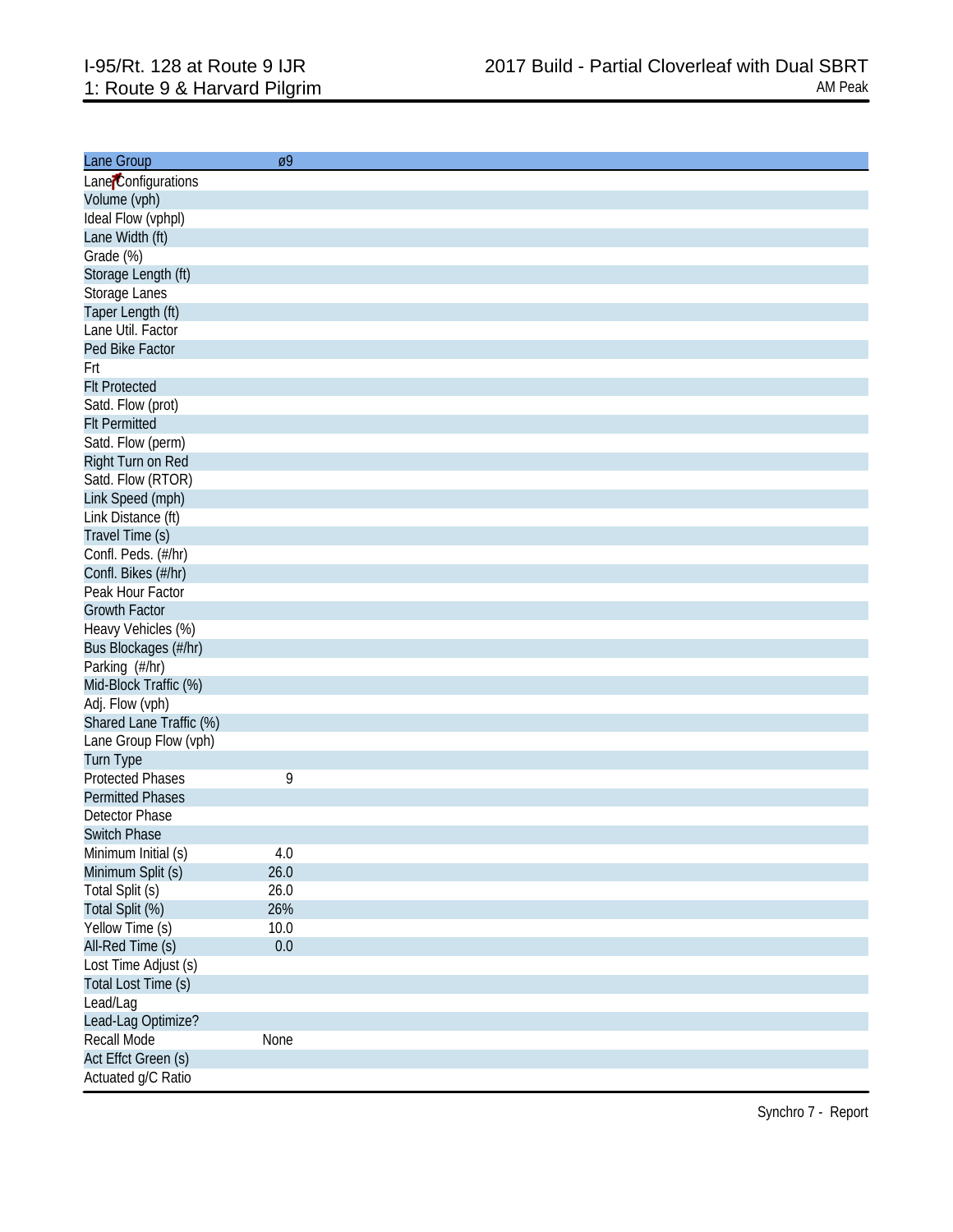I-95/Rt. 128 at Route 9 IJR
1: Route 9 & Harvard Pilgrim

2017 Build - Partial Cloverleaf with Dual SBRT
AM Peak

| Lane Group | ø9 |
|---|---|
| Lane Configurations | |
| Volume (vph) | |
| Ideal Flow (vphpl) | |
| Lane Width (ft) | |
| Grade (%) | |
| Storage Length (ft) | |
| Storage Lanes | |
| Taper Length (ft) | |
| Lane Util. Factor | |
| Ped Bike Factor | |
| Frt | |
| Flt Protected | |
| Satd. Flow (prot) | |
| Flt Permitted | |
| Satd. Flow (perm) | |
| Right Turn on Red | |
| Satd. Flow (RTOR) | |
| Link Speed (mph) | |
| Link Distance (ft) | |
| Travel Time (s) | |
| Confl. Peds. (#/hr) | |
| Confl. Bikes (#/hr) | |
| Peak Hour Factor | |
| Growth Factor | |
| Heavy Vehicles (%) | |
| Bus Blockages (#/hr) | |
| Parking (#/hr) | |
| Mid-Block Traffic (%) | |
| Adj. Flow (vph) | |
| Shared Lane Traffic (%) | |
| Lane Group Flow (vph) | |
| Turn Type | |
| Protected Phases | 9 |
| Permitted Phases | |
| Detector Phase | |
| Switch Phase | |
| Minimum Initial (s) | 4.0 |
| Minimum Split (s) | 26.0 |
| Total Split (s) | 26.0 |
| Total Split (%) | 26% |
| Yellow Time (s) | 10.0 |
| All-Red Time (s) | 0.0 |
| Lost Time Adjust (s) | |
| Total Lost Time (s) | |
| Lead/Lag | |
| Lead-Lag Optimize? | |
| Recall Mode | None |
| Act Effct Green (s) | |
| Actuated g/C Ratio | |

Synchro 7 - Report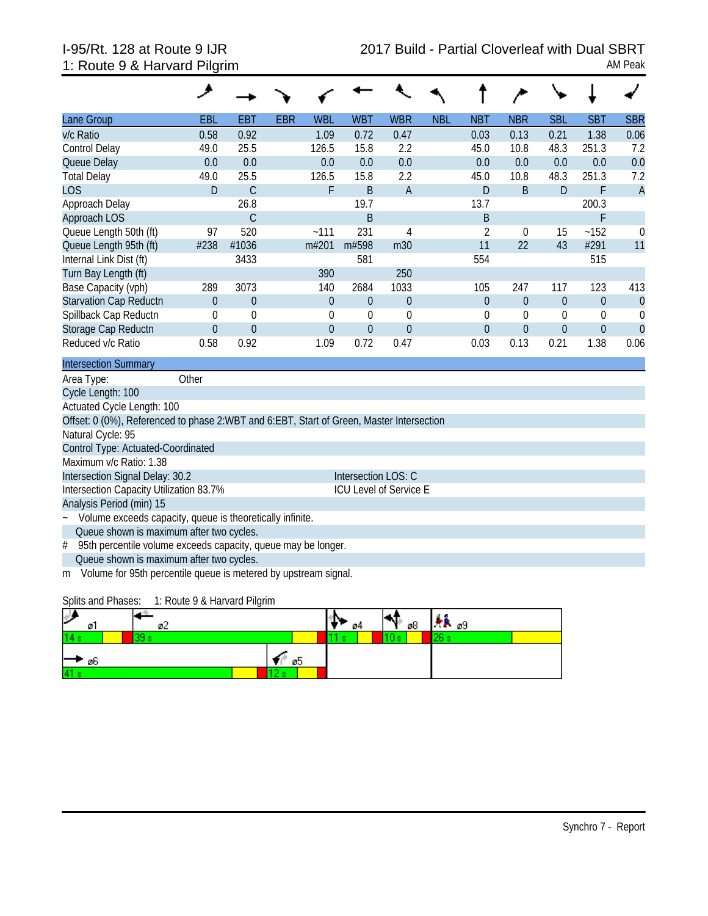I-95/Rt. 128 at Route 9 IJR
1: Route 9 & Harvard Pilgrim

2017 Build - Partial Cloverleaf with Dual SBRT
AM Peak

| Lane Group | EBL | EBT | EBR | WBL | WBT | WBR | NBL | NBT | NBR | SBL | SBT | SBR |
|---|---|---|---|---|---|---|---|---|---|---|---|---|
| v/c Ratio | 0.58 | 0.92 | | 1.09 | 0.72 | 0.47 | | 0.03 | 0.13 | 0.21 | 1.38 | 0.06 |
| Control Delay | 49.0 | 25.5 | | 126.5 | 15.8 | 2.2 | | 45.0 | 10.8 | 48.3 | 251.3 | 7.2 |
| Queue Delay | 0.0 | 0.0 | | 0.0 | 0.0 | 0.0 | | 0.0 | 0.0 | 0.0 | 0.0 | 0.0 |
| Total Delay | 49.0 | 25.5 | | 126.5 | 15.8 | 2.2 | | 45.0 | 10.8 | 48.3 | 251.3 | 7.2 |
| LOS | D | C | | F | B | A | | D | B | D | F | A |
| Approach Delay | | 26.8 | | | 19.7 | | | 13.7 | | | 200.3 | |
| Approach LOS | | C | | | B | | | B | | | F | |
| Queue Length 50th (ft) | 97 | 520 | | ~111 | 231 | 4 | | 2 | 0 | 15 | ~152 | 0 |
| Queue Length 95th (ft) | #238 | #1036 | | m#201 | m#598 | m30 | | 11 | 22 | 43 | #291 | 11 |
| Internal Link Dist (ft) | | 3433 | | | 581 | | | 554 | | | 515 | |
| Turn Bay Length (ft) | | | | 390 | | 250 | | | | | | |
| Base Capacity (vph) | 289 | 3073 | | 140 | 2684 | 1033 | | 105 | 247 | 117 | 123 | 413 |
| Starvation Cap Reductn | 0 | 0 | | 0 | 0 | 0 | | 0 | 0 | 0 | 0 | 0 |
| Spillback Cap Reductn | 0 | 0 | | 0 | 0 | 0 | | 0 | 0 | 0 | 0 | 0 |
| Storage Cap Reductn | 0 | 0 | | 0 | 0 | 0 | | 0 | 0 | 0 | 0 | 0 |
| Reduced v/c Ratio | 0.58 | 0.92 | | 1.09 | 0.72 | 0.47 | | 0.03 | 0.13 | 0.21 | 1.38 | 0.06 |

**Intersection Summary**

Area Type: Other
Cycle Length: 100
Actuated Cycle Length: 100
Offset: 0 (0%), Referenced to phase 2:WBT and 6:EBT, Start of Green, Master Intersection
Natural Cycle: 95
Control Type: Actuated-Coordinated
Maximum v/c Ratio: 1.38
Intersection Signal Delay: 30.2 Intersection LOS: C
Intersection Capacity Utilization 83.7% ICU Level of Service E
Analysis Period (min) 15
~ Volume exceeds capacity, queue is theoretically infinite.
Queue shown is maximum after two cycles.
# 95th percentile volume exceeds capacity, queue may be longer.
Queue shown is maximum after two cycles.
m Volume for 95th percentile queue is metered by upstream signal.

Splits and Phases: 1: Route 9 & Harvard Pilgrim

| ø1 | ø2 | ø4 | ø8 | ø9 |
|---|---|---|---|---|
| 14 s | 39 s | 11 s | 10 s | 26 s |

| ø6 | ø5 |
|---|---|
| 41 s | 12 s |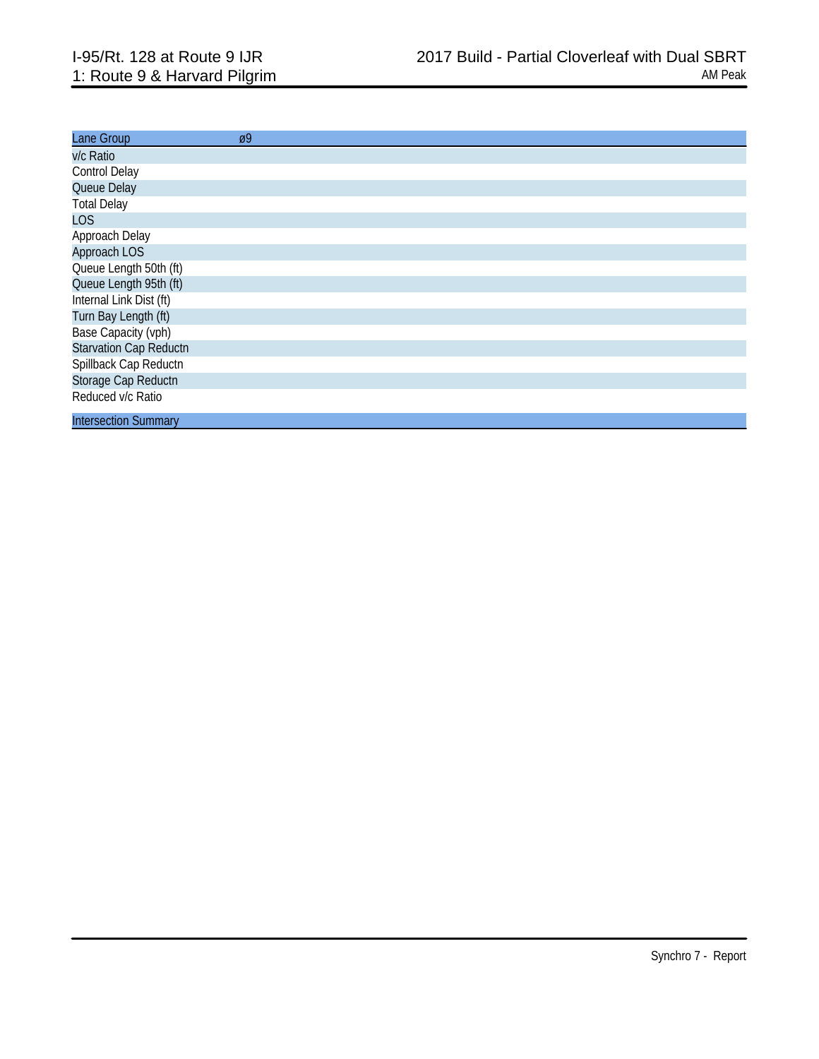I-95/Rt. 128 at Route 9 IJR
1: Route 9 & Harvard Pilgrim

2017 Build - Partial Cloverleaf with Dual SBRT
AM Peak

| Lane Group | ø9 |
| --- | --- |
| v/c Ratio | |
| Control Delay | |
| Queue Delay | |
| Total Delay | |
| LOS | |
| Approach Delay | |
| Approach LOS | |
| Queue Length 50th (ft) | |
| Queue Length 95th (ft) | |
| Internal Link Dist (ft) | |
| Turn Bay Length (ft) | |
| Base Capacity (vph) | |
| Starvation Cap Reductn | |
| Spillback Cap Reductn | |
| Storage Cap Reductn | |
| Reduced v/c Ratio | |

| Intersection Summary |
| --- |

Synchro 7 - Report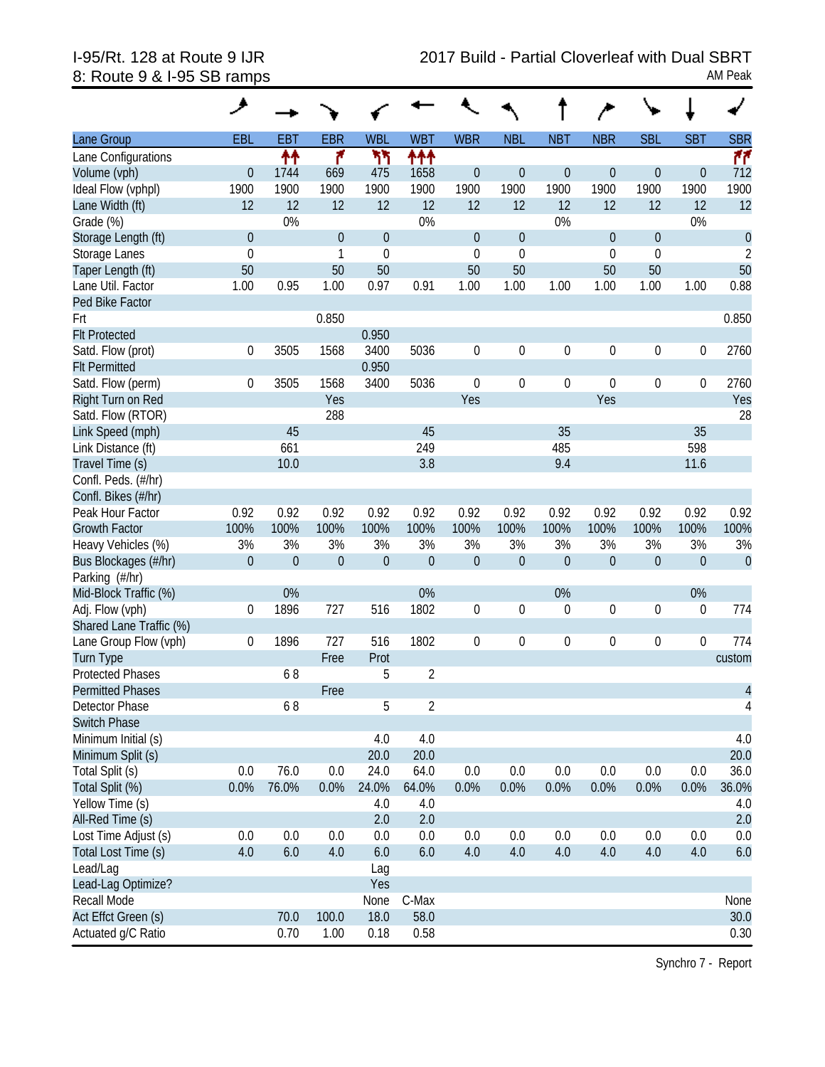I-95/Rt. 128 at Route 9 IJR
8: Route 9 & I-95 SB ramps

2017 Build - Partial Cloverleaf with Dual SBRT
AM Peak

| Lane Group | EBL | EBT | EBR | WBL | WBT | WBR | NBL | NBT | NBR | SBL | SBT | SBR |
|---|---|---|---|---|---|---|---|---|---|---|---|---|
| Lane Configurations | | ↑↑ | ↱ | ↰↰ | ↑↑↑ | | | | | | | ↱↱ |
| Volume (vph) | 0 | 1744 | 669 | 475 | 1658 | 0 | 0 | 0 | 0 | 0 | 0 | 712 |
| Ideal Flow (vphpl) | 1900 | 1900 | 1900 | 1900 | 1900 | 1900 | 1900 | 1900 | 1900 | 1900 | 1900 | 1900 |
| Lane Width (ft) | 12 | 12 | 12 | 12 | 12 | 12 | 12 | 12 | 12 | 12 | 12 | 12 |
| Grade (%) | | 0% | | | 0% | | | 0% | | | 0% | |
| Storage Length (ft) | 0 | | 0 | 0 | | 0 | 0 | | 0 | 0 | | 0 |
| Storage Lanes | 0 | | 1 | 0 | | 0 | 0 | | 0 | 0 | | 2 |
| Taper Length (ft) | 50 | | 50 | 50 | | 50 | 50 | | 50 | 50 | | 50 |
| Lane Util. Factor | 1.00 | 0.95 | 1.00 | 0.97 | 0.91 | 1.00 | 1.00 | 1.00 | 1.00 | 1.00 | 1.00 | 0.88 |
| Ped Bike Factor | | | | | | | | | | | | |
| Frt | | | 0.850 | | | | | | | | | 0.850 |
| Flt Protected | | | | 0.950 | | | | | | | | |
| Satd. Flow (prot) | 0 | 3505 | 1568 | 3400 | 5036 | 0 | 0 | 0 | 0 | 0 | 0 | 2760 |
| Flt Permitted | | | | 0.950 | | | | | | | | |
| Satd. Flow (perm) | 0 | 3505 | 1568 | 3400 | 5036 | 0 | 0 | 0 | 0 | 0 | 0 | 2760 |
| Right Turn on Red | | | Yes | | | Yes | | | Yes | | | Yes |
| Satd. Flow (RTOR) | | | 288 | | | | | | | | | 28 |
| Link Speed (mph) | | 45 | | | 45 | | | 35 | | | 35 | |
| Link Distance (ft) | | 661 | | | 249 | | | 485 | | | 598 | |
| Travel Time (s) | | 10.0 | | | 3.8 | | | 9.4 | | | 11.6 | |
| Confl. Peds. (#/hr) | | | | | | | | | | | | |
| Confl. Bikes (#/hr) | | | | | | | | | | | | |
| Peak Hour Factor | 0.92 | 0.92 | 0.92 | 0.92 | 0.92 | 0.92 | 0.92 | 0.92 | 0.92 | 0.92 | 0.92 | 0.92 |
| Growth Factor | 100% | 100% | 100% | 100% | 100% | 100% | 100% | 100% | 100% | 100% | 100% | 100% |
| Heavy Vehicles (%) | 3% | 3% | 3% | 3% | 3% | 3% | 3% | 3% | 3% | 3% | 3% | 3% |
| Bus Blockages (#/hr) | 0 | 0 | 0 | 0 | 0 | 0 | 0 | 0 | 0 | 0 | 0 | 0 |
| Parking (#/hr) | | | | | | | | | | | | |
| Mid-Block Traffic (%) | | 0% | | | 0% | | | 0% | | | 0% | |
| Adj. Flow (vph) | 0 | 1896 | 727 | 516 | 1802 | 0 | 0 | 0 | 0 | 0 | 0 | 774 |
| Shared Lane Traffic (%) | | | | | | | | | | | | |
| Lane Group Flow (vph) | 0 | 1896 | 727 | 516 | 1802 | 0 | 0 | 0 | 0 | 0 | 0 | 774 |
| Turn Type | | | Free | Prot | | | | | | | | custom |
| Protected Phases | | 6 8 | | 5 | 2 | | | | | | | |
| Permitted Phases | | | Free | | | | | | | | | 4 |
| Detector Phase | | 6 8 | | 5 | 2 | | | | | | | 4 |
| Switch Phase | | | | | | | | | | | | |
| Minimum Initial (s) | | | | 4.0 | 4.0 | | | | | | | 4.0 |
| Minimum Split (s) | | | | 20.0 | 20.0 | | | | | | | 20.0 |
| Total Split (s) | 0.0 | 76.0 | 0.0 | 24.0 | 64.0 | 0.0 | 0.0 | 0.0 | 0.0 | 0.0 | 0.0 | 36.0 |
| Total Split (%) | 0.0% | 76.0% | 0.0% | 24.0% | 64.0% | 0.0% | 0.0% | 0.0% | 0.0% | 0.0% | 0.0% | 36.0% |
| Yellow Time (s) | | | | 4.0 | 4.0 | | | | | | | 4.0 |
| All-Red Time (s) | | | | 2.0 | 2.0 | | | | | | | 2.0 |
| Lost Time Adjust (s) | 0.0 | 0.0 | 0.0 | 0.0 | 0.0 | 0.0 | 0.0 | 0.0 | 0.0 | 0.0 | 0.0 | 0.0 |
| Total Lost Time (s) | 4.0 | 6.0 | 4.0 | 6.0 | 6.0 | 4.0 | 4.0 | 4.0 | 4.0 | 4.0 | 4.0 | 6.0 |
| Lead/Lag | | | | Lag | | | | | | | | |
| Lead-Lag Optimize? | | | | Yes | | | | | | | | |
| Recall Mode | | | | None | C-Max | | | | | | | None |
| Act Effct Green (s) | | 70.0 | 100.0 | 18.0 | 58.0 | | | | | | | 30.0 |
| Actuated g/C Ratio | | 0.70 | 1.00 | 0.18 | 0.58 | | | | | | | 0.30 |

Synchro 7 - Report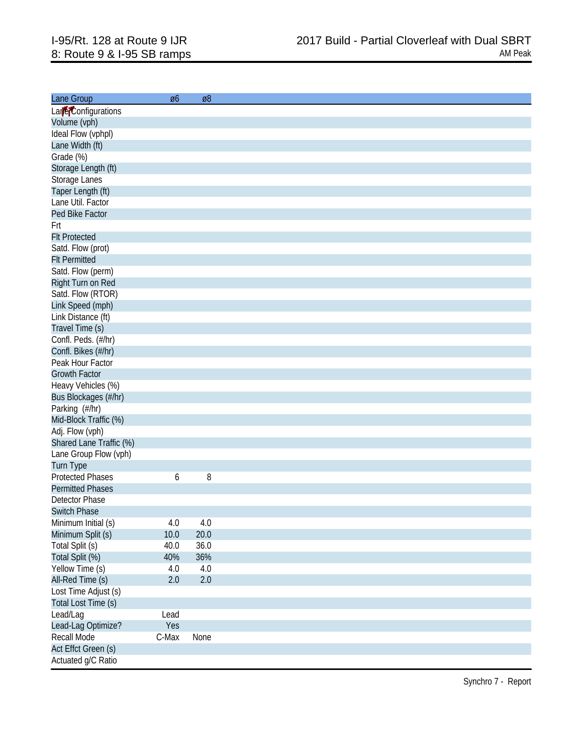# I-95/Rt. 128 at Route 9 IJR
## 8: Route 9 & I-95 SB ramps

**2017 Build - Partial Cloverleaf with Dual SBRT**
AM Peak

| Lane Group | ø6 | ø8 |
|---|---|---|
| Lane Configurations | | |
| Volume (vph) | | |
| Ideal Flow (vphpl) | | |
| Lane Width (ft) | | |
| Grade (%) | | |
| Storage Length (ft) | | |
| Storage Lanes | | |
| Taper Length (ft) | | |
| Lane Util. Factor | | |
| Ped Bike Factor | | |
| Frt | | |
| Flt Protected | | |
| Satd. Flow (prot) | | |
| Flt Permitted | | |
| Satd. Flow (perm) | | |
| Right Turn on Red | | |
| Satd. Flow (RTOR) | | |
| Link Speed (mph) | | |
| Link Distance (ft) | | |
| Travel Time (s) | | |
| Confl. Peds. (#/hr) | | |
| Confl. Bikes (#/hr) | | |
| Peak Hour Factor | | |
| Growth Factor | | |
| Heavy Vehicles (%) | | |
| Bus Blockages (#/hr) | | |
| Parking (#/hr) | | |
| Mid-Block Traffic (%) | | |
| Adj. Flow (vph) | | |
| Shared Lane Traffic (%) | | |
| Lane Group Flow (vph) | | |
| Turn Type | | |
| Protected Phases | 6 | 8 |
| Permitted Phases | | |
| Detector Phase | | |
| Switch Phase | | |
| Minimum Initial (s) | 4.0 | 4.0 |
| Minimum Split (s) | 10.0 | 20.0 |
| Total Split (s) | 40.0 | 36.0 |
| Total Split (%) | 40% | 36% |
| Yellow Time (s) | 4.0 | 4.0 |
| All-Red Time (s) | 2.0 | 2.0 |
| Lost Time Adjust (s) | | |
| Total Lost Time (s) | | |
| Lead/Lag | Lead | |
| Lead-Lag Optimize? | Yes | |
| Recall Mode | C-Max | None |
| Act Effct Green (s) | | |
| Actuated g/C Ratio | | |

Synchro 7 - Report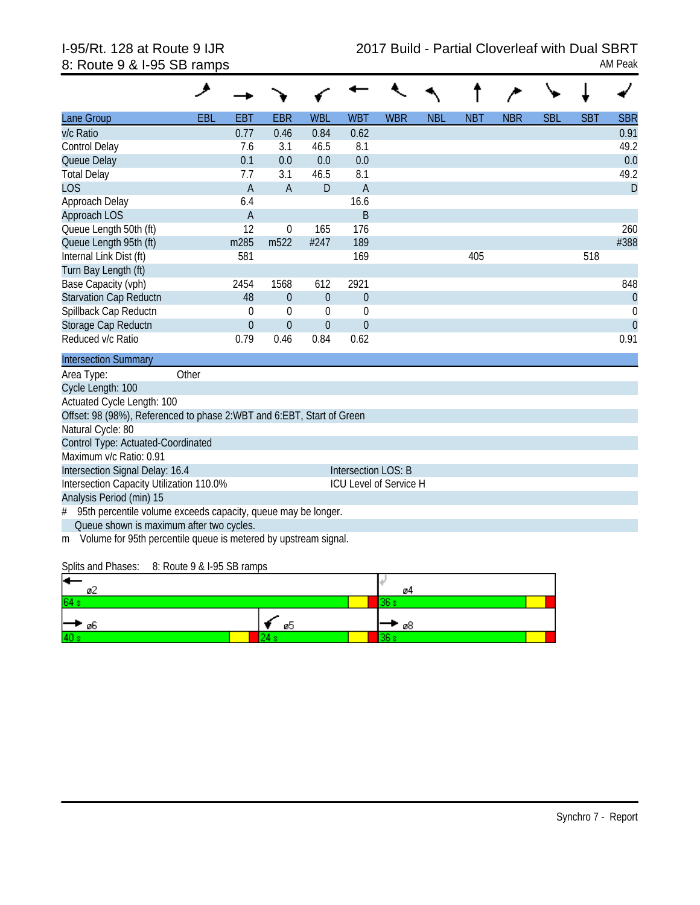I-95/Rt. 128 at Route 9 IJR
8: Route 9 & I-95 SB ramps

2017 Build - Partial Cloverleaf with Dual SBRT
AM Peak

| Lane Group | EBL | EBT | EBR | WBL | WBT | WBR | NBL | NBT | NBR | SBL | SBT | SBR |
|---|---|---|---|---|---|---|---|---|---|---|---|---|
| v/c Ratio | | 0.77 | 0.46 | 0.84 | 0.62 | | | | | | | 0.91 |
| Control Delay | | 7.6 | 3.1 | 46.5 | 8.1 | | | | | | | 49.2 |
| Queue Delay | | 0.1 | 0.0 | 0.0 | 0.0 | | | | | | | 0.0 |
| Total Delay | | 7.7 | 3.1 | 46.5 | 8.1 | | | | | | | 49.2 |
| LOS | | A | A | D | A | | | | | | | D |
| Approach Delay | | 6.4 | | | 16.6 | | | | | | | |
| Approach LOS | | A | | | B | | | | | | | |
| Queue Length 50th (ft) | | 12 | 0 | 165 | 176 | | | | | | | 260 |
| Queue Length 95th (ft) | | m285 | m522 | #247 | 189 | | | | | | | #388 |
| Internal Link Dist (ft) | | 581 | | | 169 | | | 405 | | | 518 | |
| Turn Bay Length (ft) | | | | | | | | | | | | |
| Base Capacity (vph) | | 2454 | 1568 | 612 | 2921 | | | | | | | 848 |
| Starvation Cap Reductn | | 48 | 0 | 0 | 0 | | | | | | | 0 |
| Spillback Cap Reductn | | 0 | 0 | 0 | 0 | | | | | | | 0 |
| Storage Cap Reductn | | 0 | 0 | 0 | 0 | | | | | | | 0 |
| Reduced v/c Ratio | | 0.79 | 0.46 | 0.84 | 0.62 | | | | | | | 0.91 |

**Intersection Summary**

Area Type: Other
Cycle Length: 100
Actuated Cycle Length: 100
Offset: 98 (98%), Referenced to phase 2:WBT and 6:EBT, Start of Green
Natural Cycle: 80
Control Type: Actuated-Coordinated
Maximum v/c Ratio: 0.91
Intersection Signal Delay: 16.4 — Intersection LOS: B
Intersection Capacity Utilization 110.0% — ICU Level of Service H
Analysis Period (min) 15

\# 95th percentile volume exceeds capacity, queue may be longer.
Queue shown is maximum after two cycles.
m Volume for 95th percentile queue is metered by upstream signal.

Splits and Phases: 8: Route 9 & I-95 SB ramps

| ø2 | ø4 |
|---|---|
| 64 s | 36 s |

| ø6 | ø5 | ø8 |
|---|---|---|
| 40 s | 24 s | 36 s |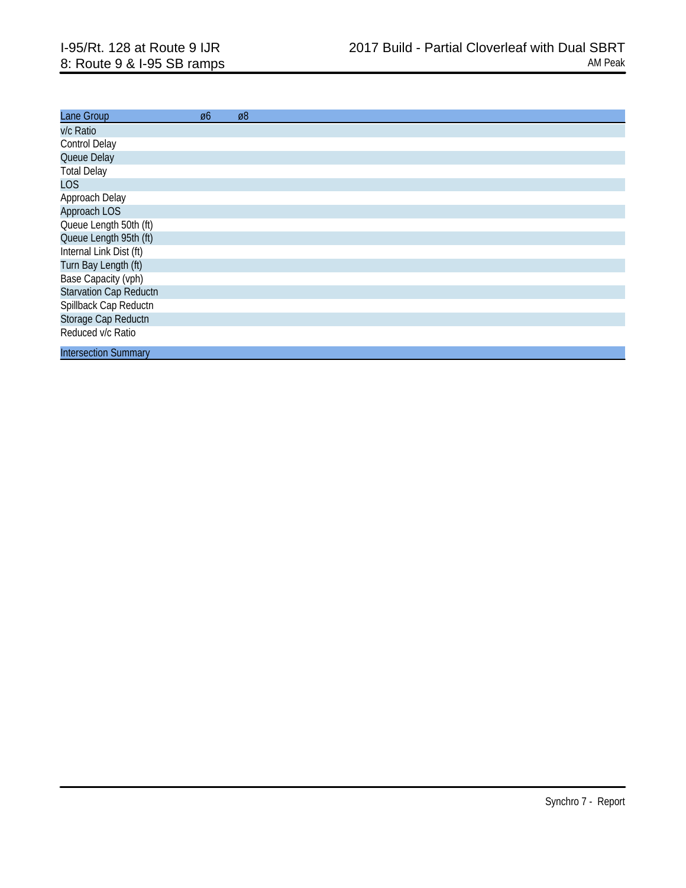# I-95/Rt. 128 at Route 9 IJR
## 8: Route 9 & I-95 SB ramps

2017 Build - Partial Cloverleaf with Dual SBRT
AM Peak

| Lane Group | ø6 | ø8 |
|---|---|---|
| v/c Ratio | | |
| Control Delay | | |
| Queue Delay | | |
| Total Delay | | |
| LOS | | |
| Approach Delay | | |
| Approach LOS | | |
| Queue Length 50th (ft) | | |
| Queue Length 95th (ft) | | |
| Internal Link Dist (ft) | | |
| Turn Bay Length (ft) | | |
| Base Capacity (vph) | | |
| Starvation Cap Reductn | | |
| Spillback Cap Reductn | | |
| Storage Cap Reductn | | |
| Reduced v/c Ratio | | |

| Intersection Summary |
|---|

Synchro 7 - Report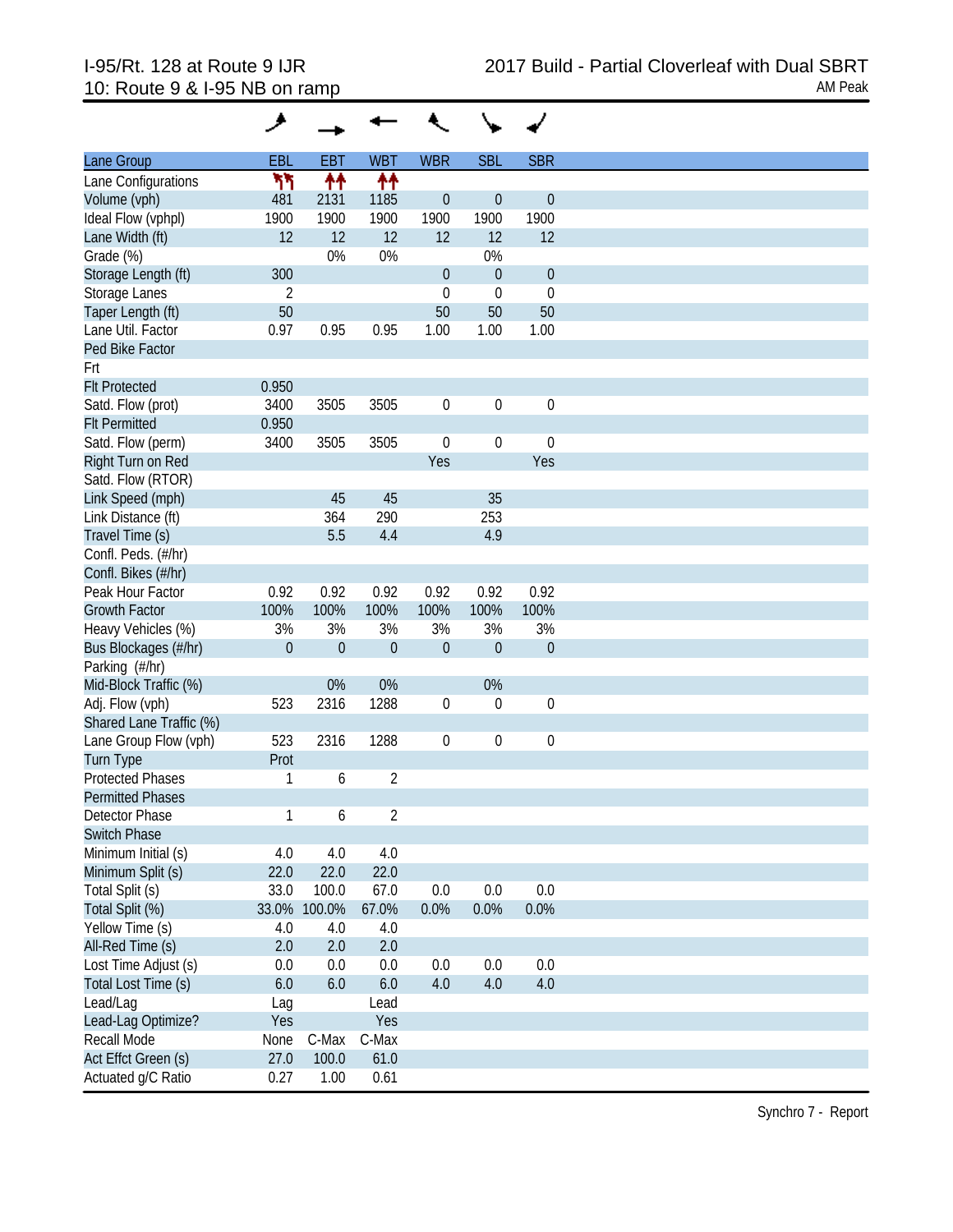I-95/Rt. 128 at Route 9 IJR
10: Route 9 & I-95 NB on ramp

2017 Build - Partial Cloverleaf with Dual SBRT
AM Peak

| Lane Group | EBL | EBT | WBT | WBR | SBL | SBR |
|---|---|---|---|---|---|---|
| Lane Configurations | ↰↰ | ↑↑ | ↑↑ | | | |
| Volume (vph) | 481 | 2131 | 1185 | 0 | 0 | 0 |
| Ideal Flow (vphpl) | 1900 | 1900 | 1900 | 1900 | 1900 | 1900 |
| Lane Width (ft) | 12 | 12 | 12 | 12 | 12 | 12 |
| Grade (%) | | 0% | 0% | | 0% | |
| Storage Length (ft) | 300 | | | 0 | 0 | 0 |
| Storage Lanes | 2 | | | 0 | 0 | 0 |
| Taper Length (ft) | 50 | | | 50 | 50 | 50 |
| Lane Util. Factor | 0.97 | 0.95 | 0.95 | 1.00 | 1.00 | 1.00 |
| Ped Bike Factor | | | | | | |
| Frt | | | | | | |
| Flt Protected | 0.950 | | | | | |
| Satd. Flow (prot) | 3400 | 3505 | 3505 | 0 | 0 | 0 |
| Flt Permitted | 0.950 | | | | | |
| Satd. Flow (perm) | 3400 | 3505 | 3505 | 0 | 0 | 0 |
| Right Turn on Red | | | | Yes | | Yes |
| Satd. Flow (RTOR) | | | | | | |
| Link Speed (mph) | | 45 | 45 | | 35 | |
| Link Distance (ft) | | 364 | 290 | | 253 | |
| Travel Time (s) | | 5.5 | 4.4 | | 4.9 | |
| Confl. Peds. (#/hr) | | | | | | |
| Confl. Bikes (#/hr) | | | | | | |
| Peak Hour Factor | 0.92 | 0.92 | 0.92 | 0.92 | 0.92 | 0.92 |
| Growth Factor | 100% | 100% | 100% | 100% | 100% | 100% |
| Heavy Vehicles (%) | 3% | 3% | 3% | 3% | 3% | 3% |
| Bus Blockages (#/hr) | 0 | 0 | 0 | 0 | 0 | 0 |
| Parking (#/hr) | | | | | | |
| Mid-Block Traffic (%) | | 0% | 0% | | 0% | |
| Adj. Flow (vph) | 523 | 2316 | 1288 | 0 | 0 | 0 |
| Shared Lane Traffic (%) | | | | | | |
| Lane Group Flow (vph) | 523 | 2316 | 1288 | 0 | 0 | 0 |
| Turn Type | Prot | | | | | |
| Protected Phases | 1 | 6 | 2 | | | |
| Permitted Phases | | | | | | |
| Detector Phase | 1 | 6 | 2 | | | |
| Switch Phase | | | | | | |
| Minimum Initial (s) | 4.0 | 4.0 | 4.0 | | | |
| Minimum Split (s) | 22.0 | 22.0 | 22.0 | | | |
| Total Split (s) | 33.0 | 100.0 | 67.0 | 0.0 | 0.0 | 0.0 |
| Total Split (%) | 33.0% | 100.0% | 67.0% | 0.0% | 0.0% | 0.0% |
| Yellow Time (s) | 4.0 | 4.0 | 4.0 | | | |
| All-Red Time (s) | 2.0 | 2.0 | 2.0 | | | |
| Lost Time Adjust (s) | 0.0 | 0.0 | 0.0 | 0.0 | 0.0 | 0.0 |
| Total Lost Time (s) | 6.0 | 6.0 | 6.0 | 4.0 | 4.0 | 4.0 |
| Lead/Lag | Lag | | Lead | | | |
| Lead-Lag Optimize? | Yes | | Yes | | | |
| Recall Mode | None | C-Max | C-Max | | | |
| Act Effct Green (s) | 27.0 | 100.0 | 61.0 | | | |
| Actuated g/C Ratio | 0.27 | 1.00 | 0.61 | | | |

Synchro 7 - Report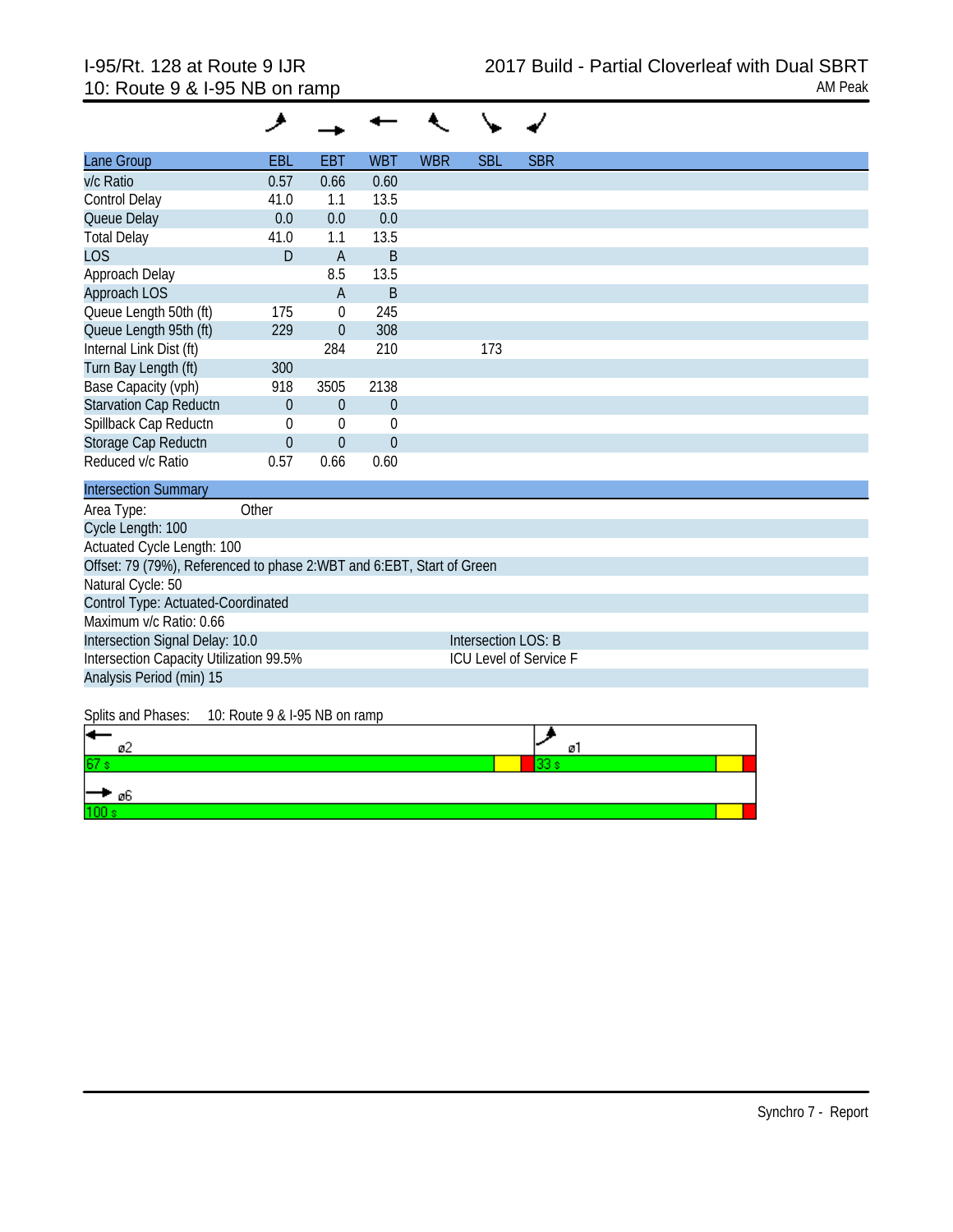I-95/Rt. 128 at Route 9 IJR
10: Route 9 & I-95 NB on ramp

2017 Build - Partial Cloverleaf with Dual SBRT
AM Peak

| Lane Group | EBL | EBT | WBT | WBR | SBL | SBR |
|---|---|---|---|---|---|---|
| v/c Ratio | 0.57 | 0.66 | 0.60 | | | |
| Control Delay | 41.0 | 1.1 | 13.5 | | | |
| Queue Delay | 0.0 | 0.0 | 0.0 | | | |
| Total Delay | 41.0 | 1.1 | 13.5 | | | |
| LOS | D | A | B | | | |
| Approach Delay | | 8.5 | 13.5 | | | |
| Approach LOS | | A | B | | | |
| Queue Length 50th (ft) | 175 | 0 | 245 | | | |
| Queue Length 95th (ft) | 229 | 0 | 308 | | | |
| Internal Link Dist (ft) | | 284 | 210 | | 173 | |
| Turn Bay Length (ft) | 300 | | | | | |
| Base Capacity (vph) | 918 | 3505 | 2138 | | | |
| Starvation Cap Reductn | 0 | 0 | 0 | | | |
| Spillback Cap Reductn | 0 | 0 | 0 | | | |
| Storage Cap Reductn | 0 | 0 | 0 | | | |
| Reduced v/c Ratio | 0.57 | 0.66 | 0.60 | | | |

**Intersection Summary**

Area Type: Other
Cycle Length: 100
Actuated Cycle Length: 100
Offset: 79 (79%), Referenced to phase 2:WBT and 6:EBT, Start of Green
Natural Cycle: 50
Control Type: Actuated-Coordinated
Maximum v/c Ratio: 0.66
Intersection Signal Delay: 10.0 — Intersection LOS: B
Intersection Capacity Utilization 99.5% — ICU Level of Service F
Analysis Period (min) 15

Splits and Phases: 10: Route 9 & I-95 NB on ramp

| ø2 | ø1 |
|---|---|
| 67 s | 33 s |

| ø6 |
|---|
| 100 s |

Synchro 7 - Report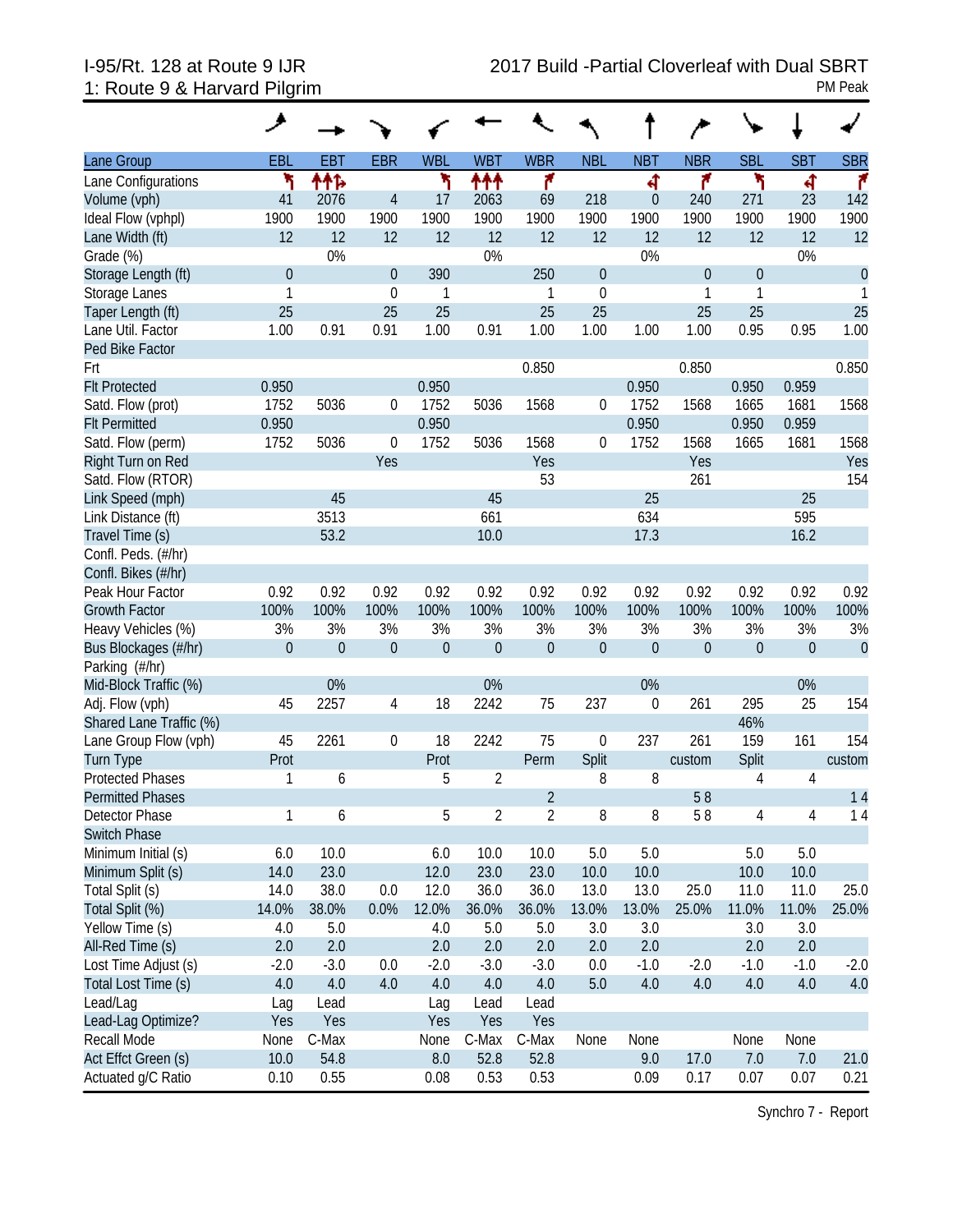I-95/Rt. 128 at Route 9 IJR
1: Route 9 & Harvard Pilgrim

2017 Build -Partial Cloverleaf with Dual SBRT
PM Peak

| Lane Group | EBL | EBT | EBR | WBL | WBT | WBR | NBL | NBT | NBR | SBL | SBT | SBR |
|---|---|---|---|---|---|---|---|---|---|---|---|---|
| Lane Configurations | | | | | | | | | | | | |
| Volume (vph) | 41 | 2076 | 4 | 17 | 2063 | 69 | 218 | 0 | 240 | 271 | 23 | 142 |
| Ideal Flow (vphpl) | 1900 | 1900 | 1900 | 1900 | 1900 | 1900 | 1900 | 1900 | 1900 | 1900 | 1900 | 1900 |
| Lane Width (ft) | 12 | 12 | 12 | 12 | 12 | 12 | 12 | 12 | 12 | 12 | 12 | 12 |
| Grade (%) | | 0% | | | 0% | | | 0% | | | 0% | |
| Storage Length (ft) | 0 | | 0 | 390 | | 250 | 0 | | 0 | 0 | | 0 |
| Storage Lanes | 1 | | 0 | 1 | | 1 | 0 | | 1 | 1 | | 1 |
| Taper Length (ft) | 25 | | 25 | 25 | | 25 | 25 | | 25 | 25 | | 25 |
| Lane Util. Factor | 1.00 | 0.91 | 0.91 | 1.00 | 0.91 | 1.00 | 1.00 | 1.00 | 1.00 | 0.95 | 0.95 | 1.00 |
| Ped Bike Factor | | | | | | | | | | | | |
| Frt | | | | | | 0.850 | | | 0.850 | | | 0.850 |
| Flt Protected | 0.950 | | | 0.950 | | | | 0.950 | | 0.950 | 0.959 | |
| Satd. Flow (prot) | 1752 | 5036 | 0 | 1752 | 5036 | 1568 | 0 | 1752 | 1568 | 1665 | 1681 | 1568 |
| Flt Permitted | 0.950 | | | 0.950 | | | | 0.950 | | 0.950 | 0.959 | |
| Satd. Flow (perm) | 1752 | 5036 | 0 | 1752 | 5036 | 1568 | 0 | 1752 | 1568 | 1665 | 1681 | 1568 |
| Right Turn on Red | | | Yes | | | Yes | | | Yes | | | Yes |
| Satd. Flow (RTOR) | | | | | | 53 | | | 261 | | | 154 |
| Link Speed (mph) | | 45 | | | 45 | | | 25 | | | 25 | |
| Link Distance (ft) | | 3513 | | | 661 | | | 634 | | | 595 | |
| Travel Time (s) | | 53.2 | | | 10.0 | | | 17.3 | | | 16.2 | |
| Confl. Peds. (#/hr) | | | | | | | | | | | | |
| Confl. Bikes (#/hr) | | | | | | | | | | | | |
| Peak Hour Factor | 0.92 | 0.92 | 0.92 | 0.92 | 0.92 | 0.92 | 0.92 | 0.92 | 0.92 | 0.92 | 0.92 | 0.92 |
| Growth Factor | 100% | 100% | 100% | 100% | 100% | 100% | 100% | 100% | 100% | 100% | 100% | 100% |
| Heavy Vehicles (%) | 3% | 3% | 3% | 3% | 3% | 3% | 3% | 3% | 3% | 3% | 3% | 3% |
| Bus Blockages (#/hr) | 0 | 0 | 0 | 0 | 0 | 0 | 0 | 0 | 0 | 0 | 0 | 0 |
| Parking (#/hr) | | | | | | | | | | | | |
| Mid-Block Traffic (%) | | 0% | | | 0% | | | 0% | | | 0% | |
| Adj. Flow (vph) | 45 | 2257 | 4 | 18 | 2242 | 75 | 237 | 0 | 261 | 295 | 25 | 154 |
| Shared Lane Traffic (%) | | | | | | | | | | 46% | | |
| Lane Group Flow (vph) | 45 | 2261 | 0 | 18 | 2242 | 75 | 0 | 237 | 261 | 159 | 161 | 154 |
| Turn Type | Prot | | | Prot | | Perm | Split | | custom | Split | | custom |
| Protected Phases | 1 | 6 | | 5 | 2 | | 8 | 8 | | 4 | 4 | |
| Permitted Phases | | | | | | 2 | | | 5 8 | | | 1 4 |
| Detector Phase | 1 | 6 | | 5 | 2 | 2 | 8 | 8 | 5 8 | 4 | 4 | 1 4 |
| Switch Phase | | | | | | | | | | | | |
| Minimum Initial (s) | 6.0 | 10.0 | | 6.0 | 10.0 | 10.0 | 5.0 | 5.0 | | 5.0 | 5.0 | |
| Minimum Split (s) | 14.0 | 23.0 | | 12.0 | 23.0 | 23.0 | 10.0 | 10.0 | | 10.0 | 10.0 | |
| Total Split (s) | 14.0 | 38.0 | 0.0 | 12.0 | 36.0 | 36.0 | 13.0 | 13.0 | 25.0 | 11.0 | 11.0 | 25.0 |
| Total Split (%) | 14.0% | 38.0% | 0.0% | 12.0% | 36.0% | 36.0% | 13.0% | 13.0% | 25.0% | 11.0% | 11.0% | 25.0% |
| Yellow Time (s) | 4.0 | 5.0 | | 4.0 | 5.0 | 5.0 | 3.0 | 3.0 | | 3.0 | 3.0 | |
| All-Red Time (s) | 2.0 | 2.0 | | 2.0 | 2.0 | 2.0 | 2.0 | 2.0 | | 2.0 | 2.0 | |
| Lost Time Adjust (s) | -2.0 | -3.0 | 0.0 | -2.0 | -3.0 | -3.0 | 0.0 | -1.0 | -2.0 | -1.0 | -1.0 | -2.0 |
| Total Lost Time (s) | 4.0 | 4.0 | 4.0 | 4.0 | 4.0 | 4.0 | 5.0 | 4.0 | 4.0 | 4.0 | 4.0 | 4.0 |
| Lead/Lag | Lag | Lead | | Lag | Lead | Lead | | | | | | |
| Lead-Lag Optimize? | Yes | Yes | | Yes | Yes | Yes | | | | | | |
| Recall Mode | None | C-Max | | None | C-Max | C-Max | None | None | | None | None | |
| Act Effct Green (s) | 10.0 | 54.8 | | 8.0 | 52.8 | 52.8 | | 9.0 | 17.0 | 7.0 | 7.0 | 21.0 |
| Actuated g/C Ratio | 0.10 | 0.55 | | 0.08 | 0.53 | 0.53 | | 0.09 | 0.17 | 0.07 | 0.07 | 0.21 |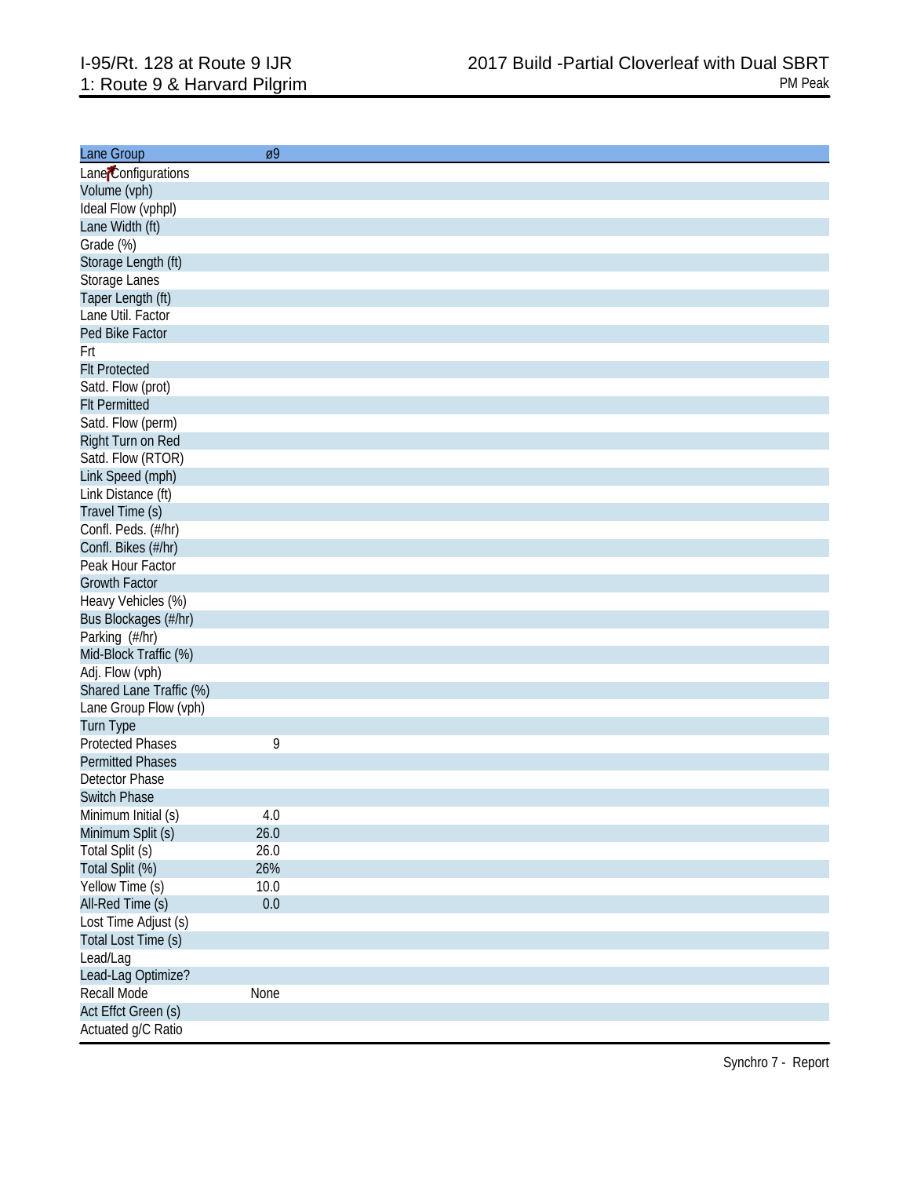I-95/Rt. 128 at Route 9 IJR
1: Route 9 & Harvard Pilgrim

2017 Build -Partial Cloverleaf with Dual SBRT
PM Peak

| Lane Group | ø9 |
|---|---|
| Lane Configurations | |
| Volume (vph) | |
| Ideal Flow (vphpl) | |
| Lane Width (ft) | |
| Grade (%) | |
| Storage Length (ft) | |
| Storage Lanes | |
| Taper Length (ft) | |
| Lane Util. Factor | |
| Ped Bike Factor | |
| Frt | |
| Flt Protected | |
| Satd. Flow (prot) | |
| Flt Permitted | |
| Satd. Flow (perm) | |
| Right Turn on Red | |
| Satd. Flow (RTOR) | |
| Link Speed (mph) | |
| Link Distance (ft) | |
| Travel Time (s) | |
| Confl. Peds. (#/hr) | |
| Confl. Bikes (#/hr) | |
| Peak Hour Factor | |
| Growth Factor | |
| Heavy Vehicles (%) | |
| Bus Blockages (#/hr) | |
| Parking (#/hr) | |
| Mid-Block Traffic (%) | |
| Adj. Flow (vph) | |
| Shared Lane Traffic (%) | |
| Lane Group Flow (vph) | |
| Turn Type | |
| Protected Phases | 9 |
| Permitted Phases | |
| Detector Phase | |
| Switch Phase | |
| Minimum Initial (s) | 4.0 |
| Minimum Split (s) | 26.0 |
| Total Split (s) | 26.0 |
| Total Split (%) | 26% |
| Yellow Time (s) | 10.0 |
| All-Red Time (s) | 0.0 |
| Lost Time Adjust (s) | |
| Total Lost Time (s) | |
| Lead/Lag | |
| Lead-Lag Optimize? | |
| Recall Mode | None |
| Act Effct Green (s) | |
| Actuated g/C Ratio | |

Synchro 7 - Report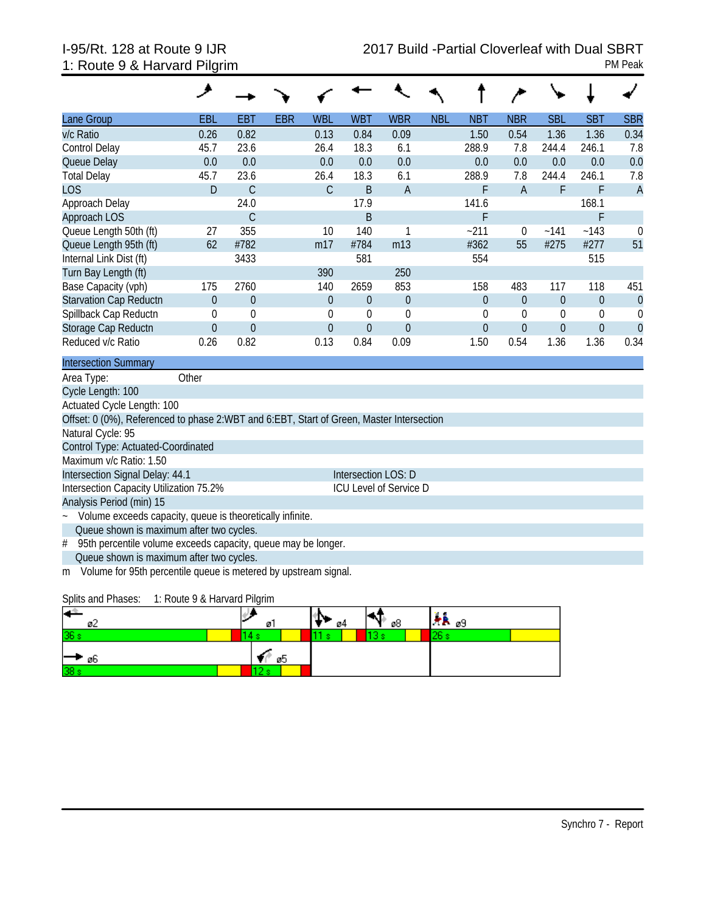I-95/Rt. 128 at Route 9 IJR
1: Route 9 & Harvard Pilgrim

2017 Build -Partial Cloverleaf with Dual SBRT
PM Peak

| Lane Group | EBL | EBT | EBR | WBL | WBT | WBR | NBL | NBT | NBR | SBL | SBT | SBR |
|---|---|---|---|---|---|---|---|---|---|---|---|---|
| v/c Ratio | 0.26 | 0.82 | | 0.13 | 0.84 | 0.09 | | 1.50 | 0.54 | 1.36 | 1.36 | 0.34 |
| Control Delay | 45.7 | 23.6 | | 26.4 | 18.3 | 6.1 | | 288.9 | 7.8 | 244.4 | 246.1 | 7.8 |
| Queue Delay | 0.0 | 0.0 | | 0.0 | 0.0 | 0.0 | | 0.0 | 0.0 | 0.0 | 0.0 | 0.0 |
| Total Delay | 45.7 | 23.6 | | 26.4 | 18.3 | 6.1 | | 288.9 | 7.8 | 244.4 | 246.1 | 7.8 |
| LOS | D | C | | C | B | A | | F | A | F | F | A |
| Approach Delay | | 24.0 | | | 17.9 | | | 141.6 | | | 168.1 | |
| Approach LOS | | C | | | B | | | F | | | F | |
| Queue Length 50th (ft) | 27 | 355 | | 10 | 140 | 1 | | ~211 | 0 | ~141 | ~143 | 0 |
| Queue Length 95th (ft) | 62 | #782 | | m17 | #784 | m13 | | #362 | 55 | #275 | #277 | 51 |
| Internal Link Dist (ft) | | 3433 | | | 581 | | | 554 | | | 515 | |
| Turn Bay Length (ft) | | | | 390 | | 250 | | | | | | |
| Base Capacity (vph) | 175 | 2760 | | 140 | 2659 | 853 | | 158 | 483 | 117 | 118 | 451 |
| Starvation Cap Reductn | 0 | 0 | | 0 | 0 | 0 | | 0 | 0 | 0 | 0 | 0 |
| Spillback Cap Reductn | 0 | 0 | | 0 | 0 | 0 | | 0 | 0 | 0 | 0 | 0 |
| Storage Cap Reductn | 0 | 0 | | 0 | 0 | 0 | | 0 | 0 | 0 | 0 | 0 |
| Reduced v/c Ratio | 0.26 | 0.82 | | 0.13 | 0.84 | 0.09 | | 1.50 | 0.54 | 1.36 | 1.36 | 0.34 |

**Intersection Summary**

Area Type: Other
Cycle Length: 100
Actuated Cycle Length: 100
Offset: 0 (0%), Referenced to phase 2:WBT and 6:EBT, Start of Green, Master Intersection
Natural Cycle: 95
Control Type: Actuated-Coordinated
Maximum v/c Ratio: 1.50
Intersection Signal Delay: 44.1 — Intersection LOS: D
Intersection Capacity Utilization 75.2% — ICU Level of Service D
Analysis Period (min) 15

~ Volume exceeds capacity, queue is theoretically infinite.
Queue shown is maximum after two cycles.
\# 95th percentile volume exceeds capacity, queue may be longer.
Queue shown is maximum after two cycles.
m Volume for 95th percentile queue is metered by upstream signal.

Splits and Phases: 1: Route 9 & Harvard Pilgrim

| ø2 | ø1 | ø4 | ø8 | ø9 |
|---|---|---|---|---|
| 36 s | 14 s | 11 s | 13 s | 26 s |
| **ø6** | **ø5** | | | |
| 38 s | 12 s | | | |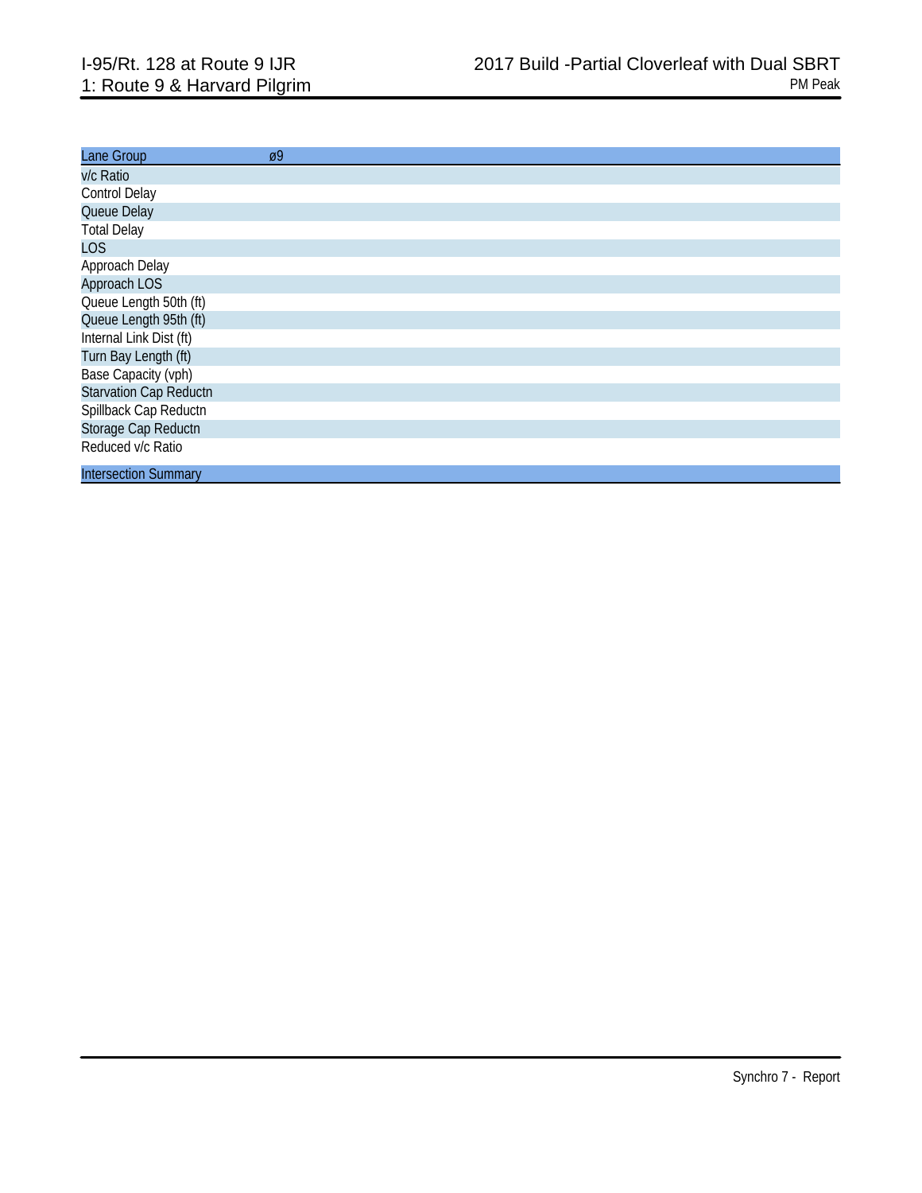I-95/Rt. 128 at Route 9 IJR
1: Route 9 & Harvard Pilgrim

2017 Build -Partial Cloverleaf with Dual SBRT
PM Peak

| Lane Group | ø9 |
| --- | --- |
| v/c Ratio | |
| Control Delay | |
| Queue Delay | |
| Total Delay | |
| LOS | |
| Approach Delay | |
| Approach LOS | |
| Queue Length 50th (ft) | |
| Queue Length 95th (ft) | |
| Internal Link Dist (ft) | |
| Turn Bay Length (ft) | |
| Base Capacity (vph) | |
| Starvation Cap Reductn | |
| Spillback Cap Reductn | |
| Storage Cap Reductn | |
| Reduced v/c Ratio | |

| Intersection Summary |
| --- |

Synchro 7 - Report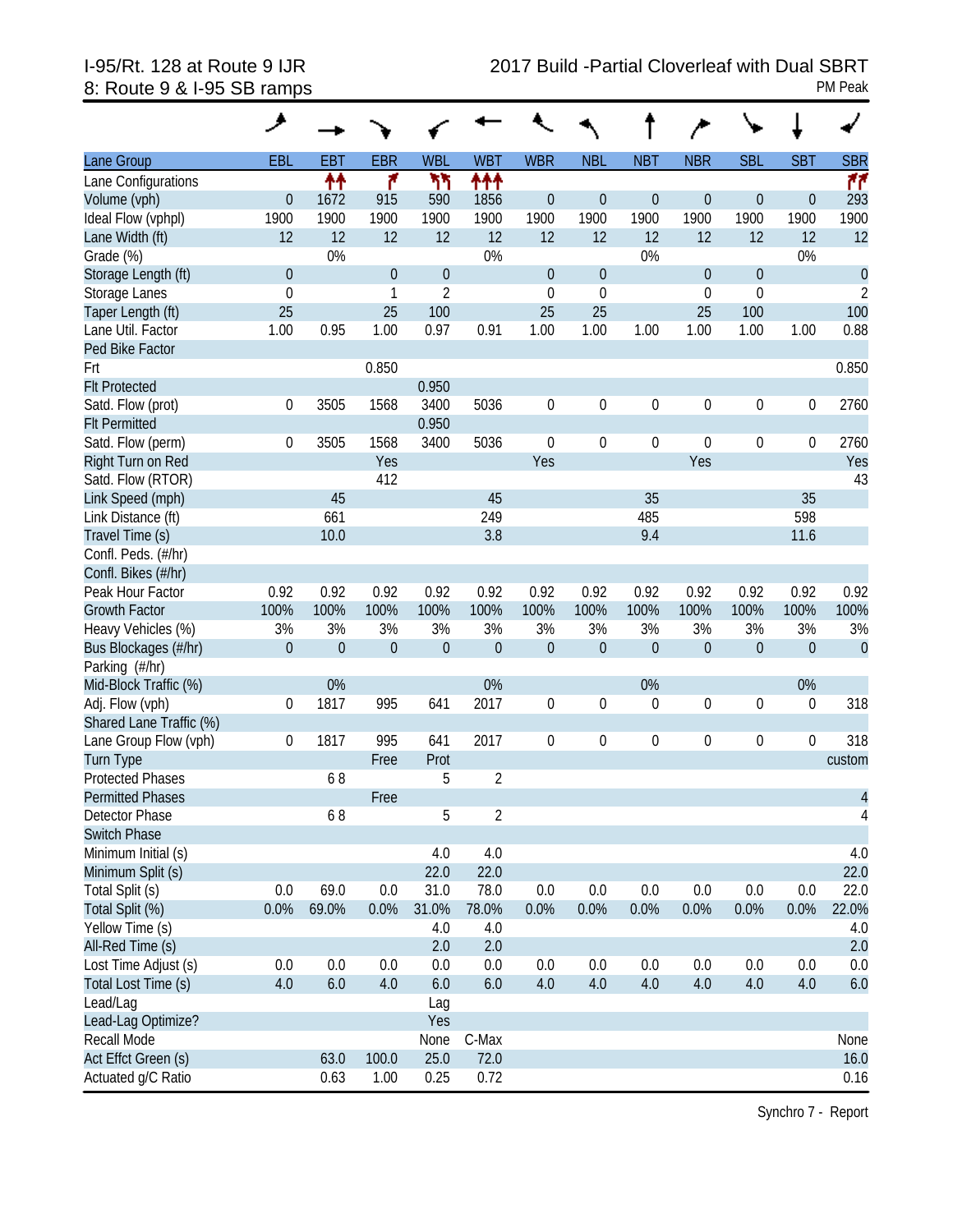I-95/Rt. 128 at Route 9 IJR
8: Route 9 & I-95 SB ramps

2017 Build -Partial Cloverleaf with Dual SBRT
PM Peak

| Lane Group | EBL | EBT | EBR | WBL | WBT | WBR | NBL | NBT | NBR | SBL | SBT | SBR |
|---|---|---|---|---|---|---|---|---|---|---|---|---|
| Lane Configurations | | ↑↑ | ↱ | ↰↰ | ↑↑↑ | | | | | | | ↱↱ |
| Volume (vph) | 0 | 1672 | 915 | 590 | 1856 | 0 | 0 | 0 | 0 | 0 | 0 | 293 |
| Ideal Flow (vphpl) | 1900 | 1900 | 1900 | 1900 | 1900 | 1900 | 1900 | 1900 | 1900 | 1900 | 1900 | 1900 |
| Lane Width (ft) | 12 | 12 | 12 | 12 | 12 | 12 | 12 | 12 | 12 | 12 | 12 | 12 |
| Grade (%) | | 0% | | | 0% | | | 0% | | | 0% | |
| Storage Length (ft) | 0 | | 0 | 0 | | 0 | 0 | | 0 | 0 | | 0 |
| Storage Lanes | 0 | | 1 | 2 | | 0 | 0 | | 0 | 0 | | 2 |
| Taper Length (ft) | 25 | | 25 | 100 | | 25 | 25 | | 25 | 100 | | 100 |
| Lane Util. Factor | 1.00 | 0.95 | 1.00 | 0.97 | 0.91 | 1.00 | 1.00 | 1.00 | 1.00 | 1.00 | 1.00 | 0.88 |
| Ped Bike Factor | | | | | | | | | | | | |
| Frt | | | 0.850 | | | | | | | | | 0.850 |
| Flt Protected | | | | 0.950 | | | | | | | | |
| Satd. Flow (prot) | 0 | 3505 | 1568 | 3400 | 5036 | 0 | 0 | 0 | 0 | 0 | 0 | 2760 |
| Flt Permitted | | | | 0.950 | | | | | | | | |
| Satd. Flow (perm) | 0 | 3505 | 1568 | 3400 | 5036 | 0 | 0 | 0 | 0 | 0 | 0 | 2760 |
| Right Turn on Red | | | Yes | | | Yes | | | Yes | | | Yes |
| Satd. Flow (RTOR) | | | 412 | | | | | | | | | 43 |
| Link Speed (mph) | | 45 | | | 45 | | | 35 | | | 35 | |
| Link Distance (ft) | | 661 | | | 249 | | | 485 | | | 598 | |
| Travel Time (s) | | 10.0 | | | 3.8 | | | 9.4 | | | 11.6 | |
| Confl. Peds. (#/hr) | | | | | | | | | | | | |
| Confl. Bikes (#/hr) | | | | | | | | | | | | |
| Peak Hour Factor | 0.92 | 0.92 | 0.92 | 0.92 | 0.92 | 0.92 | 0.92 | 0.92 | 0.92 | 0.92 | 0.92 | 0.92 |
| Growth Factor | 100% | 100% | 100% | 100% | 100% | 100% | 100% | 100% | 100% | 100% | 100% | 100% |
| Heavy Vehicles (%) | 3% | 3% | 3% | 3% | 3% | 3% | 3% | 3% | 3% | 3% | 3% | 3% |
| Bus Blockages (#/hr) | 0 | 0 | 0 | 0 | 0 | 0 | 0 | 0 | 0 | 0 | 0 | 0 |
| Parking (#/hr) | | | | | | | | | | | | |
| Mid-Block Traffic (%) | | 0% | | | 0% | | | 0% | | | 0% | |
| Adj. Flow (vph) | 0 | 1817 | 995 | 641 | 2017 | 0 | 0 | 0 | 0 | 0 | 0 | 318 |
| Shared Lane Traffic (%) | | | | | | | | | | | | |
| Lane Group Flow (vph) | 0 | 1817 | 995 | 641 | 2017 | 0 | 0 | 0 | 0 | 0 | 0 | 318 |
| Turn Type | | | Free | Prot | | | | | | | | custom |
| Protected Phases | | 6 8 | | 5 | 2 | | | | | | | |
| Permitted Phases | | | Free | | | | | | | | | 4 |
| Detector Phase | | 6 8 | | 5 | 2 | | | | | | | 4 |
| Switch Phase | | | | | | | | | | | | |
| Minimum Initial (s) | | | | 4.0 | 4.0 | | | | | | | 4.0 |
| Minimum Split (s) | | | | 22.0 | 22.0 | | | | | | | 22.0 |
| Total Split (s) | 0.0 | 69.0 | 0.0 | 31.0 | 78.0 | 0.0 | 0.0 | 0.0 | 0.0 | 0.0 | 0.0 | 22.0 |
| Total Split (%) | 0.0% | 69.0% | 0.0% | 31.0% | 78.0% | 0.0% | 0.0% | 0.0% | 0.0% | 0.0% | 0.0% | 22.0% |
| Yellow Time (s) | | | | 4.0 | 4.0 | | | | | | | 4.0 |
| All-Red Time (s) | | | | 2.0 | 2.0 | | | | | | | 2.0 |
| Lost Time Adjust (s) | 0.0 | 0.0 | 0.0 | 0.0 | 0.0 | 0.0 | 0.0 | 0.0 | 0.0 | 0.0 | 0.0 | 0.0 |
| Total Lost Time (s) | 4.0 | 6.0 | 4.0 | 6.0 | 6.0 | 4.0 | 4.0 | 4.0 | 4.0 | 4.0 | 4.0 | 6.0 |
| Lead/Lag | | | | Lag | | | | | | | | |
| Lead-Lag Optimize? | | | | Yes | | | | | | | | |
| Recall Mode | | | | None | C-Max | | | | | | | None |
| Act Effct Green (s) | | 63.0 | 100.0 | 25.0 | 72.0 | | | | | | | 16.0 |
| Actuated g/C Ratio | | 0.63 | 1.00 | 0.25 | 0.72 | | | | | | | 0.16 |

Synchro 7 - Report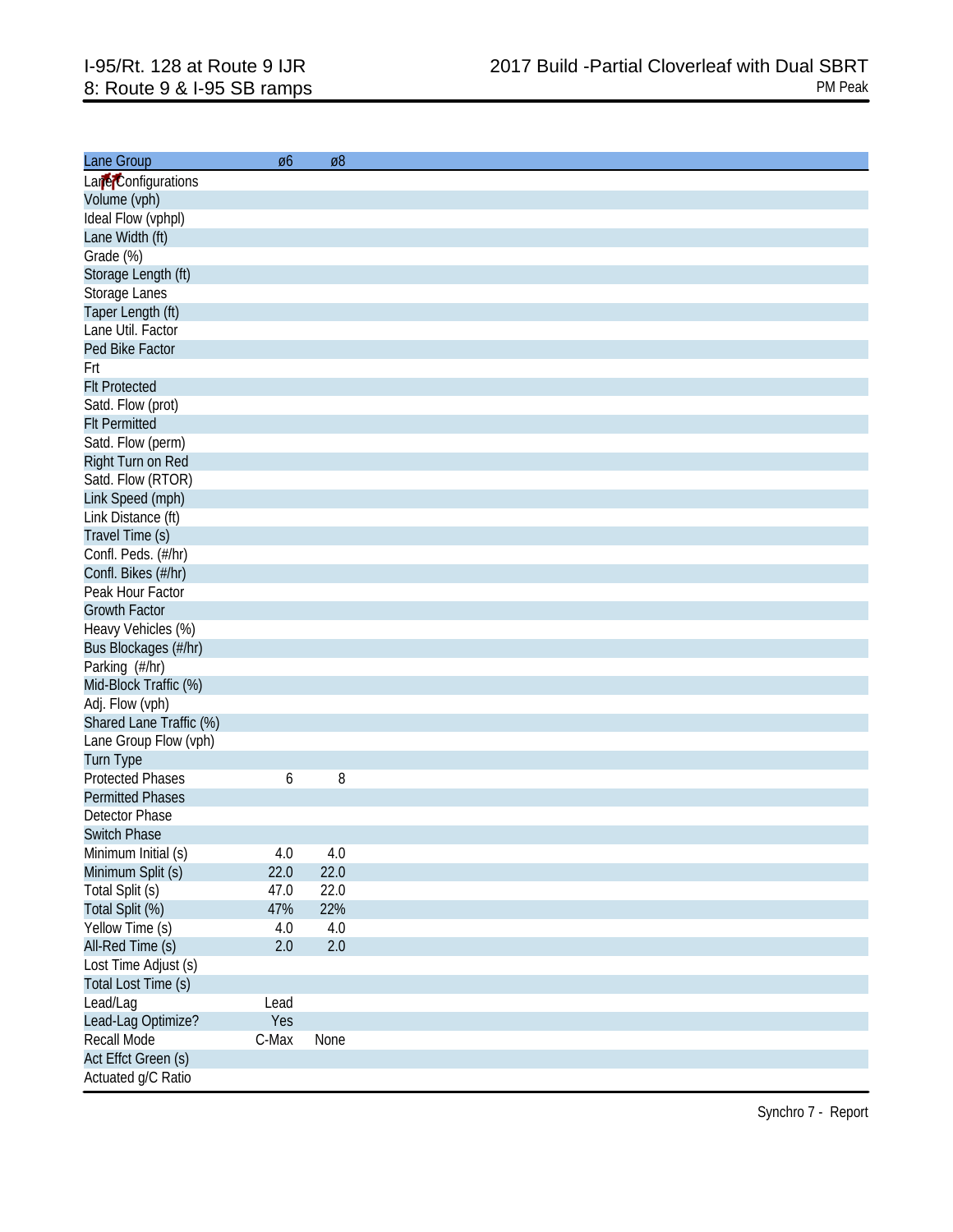# I-95/Rt. 128 at Route 9 IJR
## 8: Route 9 & I-95 SB ramps

**2017 Build -Partial Cloverleaf with Dual SBRT**
PM Peak

| Lane Group | ø6 | ø8 |
|---|---|---|
| Lane Configurations | | |
| Volume (vph) | | |
| Ideal Flow (vphpl) | | |
| Lane Width (ft) | | |
| Grade (%) | | |
| Storage Length (ft) | | |
| Storage Lanes | | |
| Taper Length (ft) | | |
| Lane Util. Factor | | |
| Ped Bike Factor | | |
| Frt | | |
| Flt Protected | | |
| Satd. Flow (prot) | | |
| Flt Permitted | | |
| Satd. Flow (perm) | | |
| Right Turn on Red | | |
| Satd. Flow (RTOR) | | |
| Link Speed (mph) | | |
| Link Distance (ft) | | |
| Travel Time (s) | | |
| Confl. Peds. (#/hr) | | |
| Confl. Bikes (#/hr) | | |
| Peak Hour Factor | | |
| Growth Factor | | |
| Heavy Vehicles (%) | | |
| Bus Blockages (#/hr) | | |
| Parking (#/hr) | | |
| Mid-Block Traffic (%) | | |
| Adj. Flow (vph) | | |
| Shared Lane Traffic (%) | | |
| Lane Group Flow (vph) | | |
| Turn Type | | |
| Protected Phases | 6 | 8 |
| Permitted Phases | | |
| Detector Phase | | |
| Switch Phase | | |
| Minimum Initial (s) | 4.0 | 4.0 |
| Minimum Split (s) | 22.0 | 22.0 |
| Total Split (s) | 47.0 | 22.0 |
| Total Split (%) | 47% | 22% |
| Yellow Time (s) | 4.0 | 4.0 |
| All-Red Time (s) | 2.0 | 2.0 |
| Lost Time Adjust (s) | | |
| Total Lost Time (s) | | |
| Lead/Lag | Lead | |
| Lead-Lag Optimize? | Yes | |
| Recall Mode | C-Max | None |
| Act Effct Green (s) | | |
| Actuated g/C Ratio | | |

Synchro 7 - Report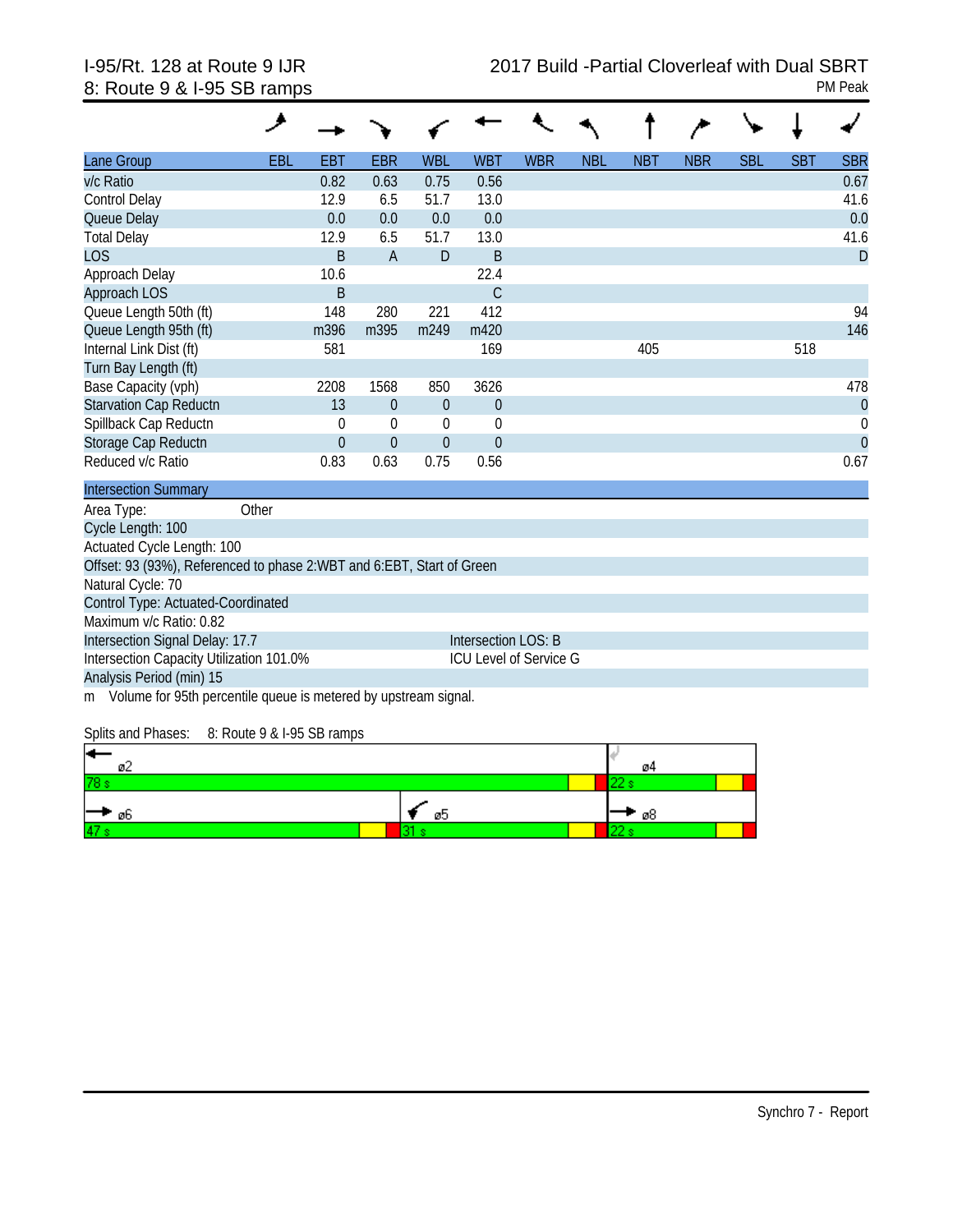I-95/Rt. 128 at Route 9 IJR
8: Route 9 & I-95 SB ramps

2017 Build -Partial Cloverleaf with Dual SBRT
PM Peak

| Lane Group | EBL | EBT | EBR | WBL | WBT | WBR | NBL | NBT | NBR | SBL | SBT | SBR |
|---|---|---|---|---|---|---|---|---|---|---|---|---|
| v/c Ratio | | 0.82 | 0.63 | 0.75 | 0.56 | | | | | | | 0.67 |
| Control Delay | | 12.9 | 6.5 | 51.7 | 13.0 | | | | | | | 41.6 |
| Queue Delay | | 0.0 | 0.0 | 0.0 | 0.0 | | | | | | | 0.0 |
| Total Delay | | 12.9 | 6.5 | 51.7 | 13.0 | | | | | | | 41.6 |
| LOS | | B | A | D | B | | | | | | | D |
| Approach Delay | | 10.6 | | | 22.4 | | | | | | | |
| Approach LOS | | B | | | C | | | | | | | |
| Queue Length 50th (ft) | | 148 | 280 | 221 | 412 | | | | | | | 94 |
| Queue Length 95th (ft) | | m396 | m395 | m249 | m420 | | | | | | | 146 |
| Internal Link Dist (ft) | | 581 | | | 169 | | | 405 | | | 518 | |
| Turn Bay Length (ft) | | | | | | | | | | | | |
| Base Capacity (vph) | | 2208 | 1568 | 850 | 3626 | | | | | | | 478 |
| Starvation Cap Reductn | | 13 | 0 | 0 | 0 | | | | | | | 0 |
| Spillback Cap Reductn | | 0 | 0 | 0 | 0 | | | | | | | 0 |
| Storage Cap Reductn | | 0 | 0 | 0 | 0 | | | | | | | 0 |
| Reduced v/c Ratio | | 0.83 | 0.63 | 0.75 | 0.56 | | | | | | | 0.67 |

**Intersection Summary**

Area Type: Other
Cycle Length: 100
Actuated Cycle Length: 100
Offset: 93 (93%), Referenced to phase 2:WBT and 6:EBT, Start of Green
Natural Cycle: 70
Control Type: Actuated-Coordinated
Maximum v/c Ratio: 0.82
Intersection Signal Delay: 17.7 — Intersection LOS: B
Intersection Capacity Utilization 101.0% — ICU Level of Service G
Analysis Period (min) 15
m Volume for 95th percentile queue is metered by upstream signal.

Splits and Phases: 8: Route 9 & I-95 SB ramps

| Phase | Split |
|---|---|
| ø2 | 78 s |
| ø4 | 22 s |
| ø6 | 47 s |
| ø5 | 31 s |
| ø8 | 22 s |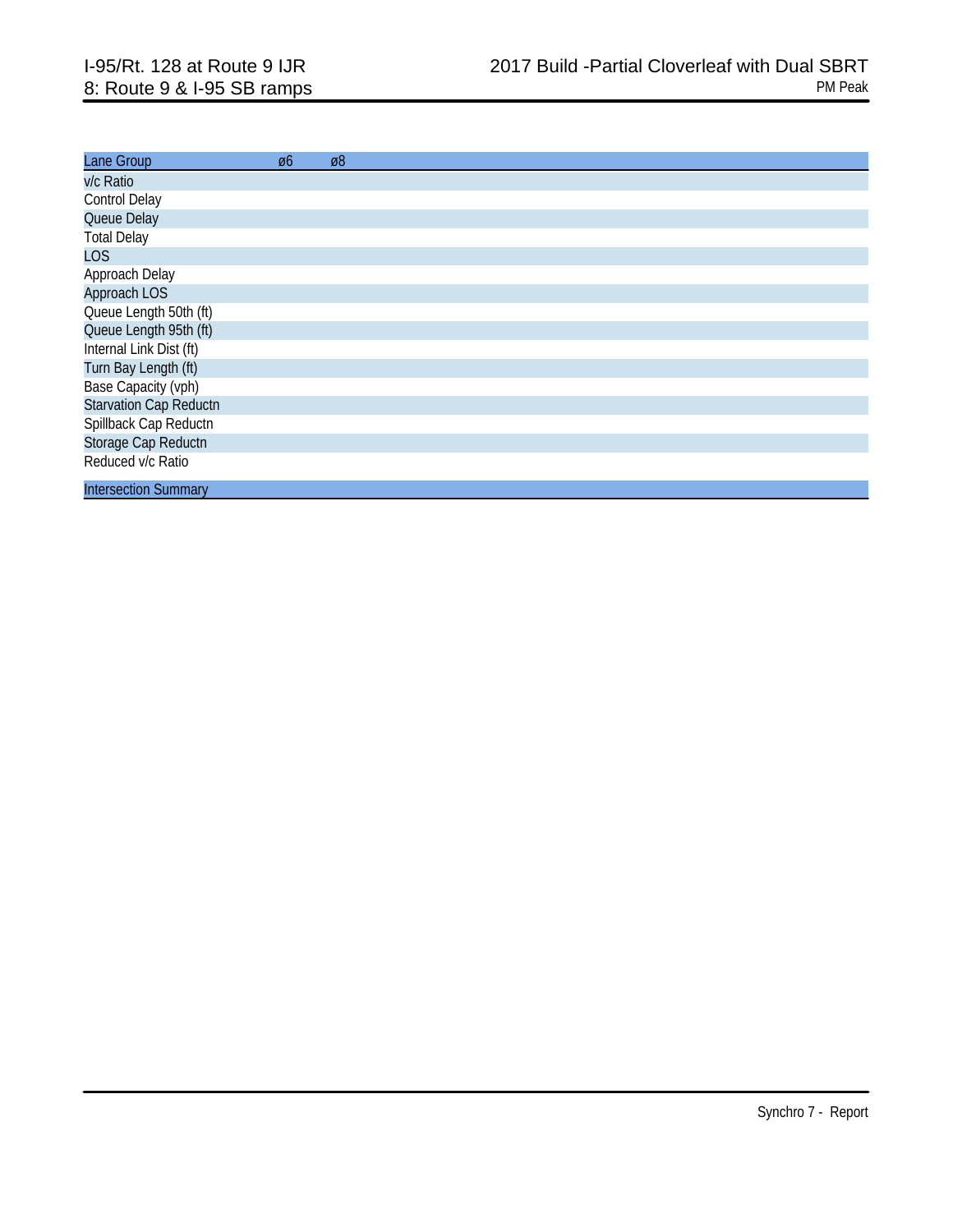| Lane Group | ø6 | ø8 |
|---|---|---|
| v/c Ratio | | |
| Control Delay | | |
| Queue Delay | | |
| Total Delay | | |
| LOS | | |
| Approach Delay | | |
| Approach LOS | | |
| Queue Length 50th (ft) | | |
| Queue Length 95th (ft) | | |
| Internal Link Dist (ft) | | |
| Turn Bay Length (ft) | | |
| Base Capacity (vph) | | |
| Starvation Cap Reductn | | |
| Spillback Cap Reductn | | |
| Storage Cap Reductn | | |
| Reduced v/c Ratio | | |

| Intersection Summary |
|---|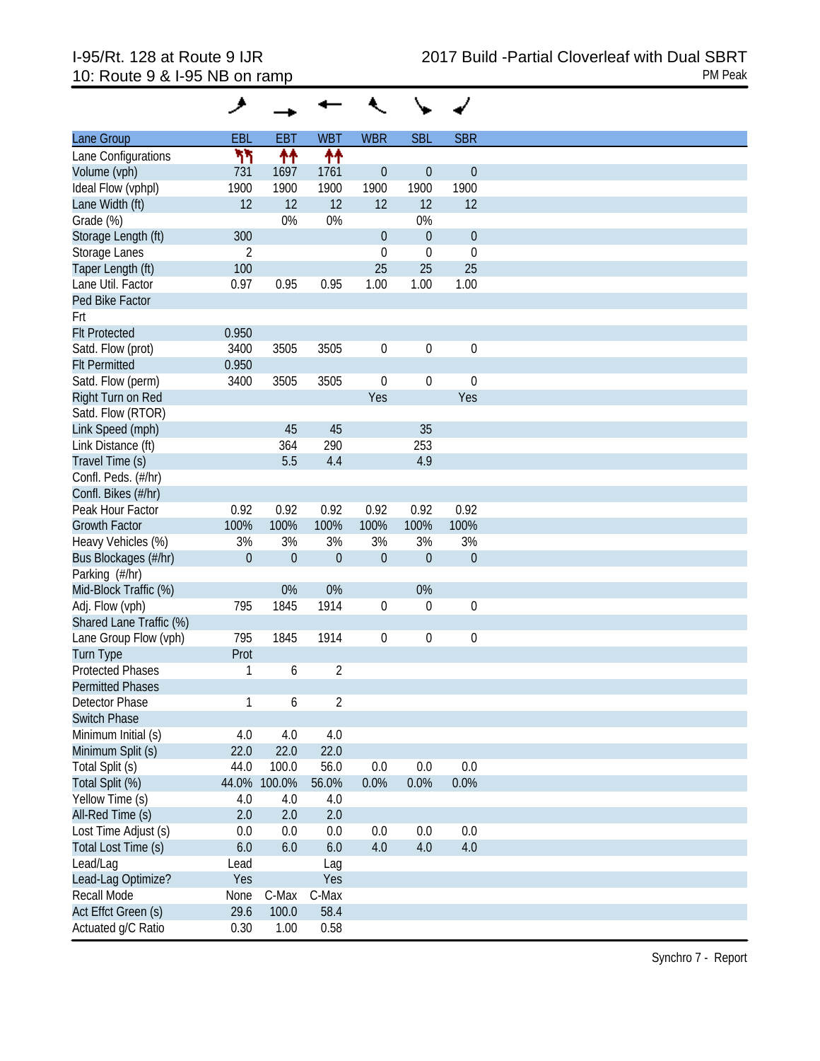I-95/Rt. 128 at Route 9 IJR
10: Route 9 & I-95 NB on ramp

2017 Build -Partial Cloverleaf with Dual SBRT
PM Peak

| Lane Group | EBL | EBT | WBT | WBR | SBL | SBR |
|---|---|---|---|---|---|---|
| Lane Configurations | ↰↰ | ↑↑ | ↑↑ | | | |
| Volume (vph) | 731 | 1697 | 1761 | 0 | 0 | 0 |
| Ideal Flow (vphpl) | 1900 | 1900 | 1900 | 1900 | 1900 | 1900 |
| Lane Width (ft) | 12 | 12 | 12 | 12 | 12 | 12 |
| Grade (%) | | 0% | 0% | | 0% | |
| Storage Length (ft) | 300 | | | 0 | 0 | 0 |
| Storage Lanes | 2 | | | 0 | 0 | 0 |
| Taper Length (ft) | 100 | | | 25 | 25 | 25 |
| Lane Util. Factor | 0.97 | 0.95 | 0.95 | 1.00 | 1.00 | 1.00 |
| Ped Bike Factor | | | | | | |
| Frt | | | | | | |
| Flt Protected | 0.950 | | | | | |
| Satd. Flow (prot) | 3400 | 3505 | 3505 | 0 | 0 | 0 |
| Flt Permitted | 0.950 | | | | | |
| Satd. Flow (perm) | 3400 | 3505 | 3505 | 0 | 0 | 0 |
| Right Turn on Red | | | | Yes | | Yes |
| Satd. Flow (RTOR) | | | | | | |
| Link Speed (mph) | | 45 | 45 | | 35 | |
| Link Distance (ft) | | 364 | 290 | | 253 | |
| Travel Time (s) | | 5.5 | 4.4 | | 4.9 | |
| Confl. Peds. (#/hr) | | | | | | |
| Confl. Bikes (#/hr) | | | | | | |
| Peak Hour Factor | 0.92 | 0.92 | 0.92 | 0.92 | 0.92 | 0.92 |
| Growth Factor | 100% | 100% | 100% | 100% | 100% | 100% |
| Heavy Vehicles (%) | 3% | 3% | 3% | 3% | 3% | 3% |
| Bus Blockages (#/hr) | 0 | 0 | 0 | 0 | 0 | 0 |
| Parking (#/hr) | | | | | | |
| Mid-Block Traffic (%) | | 0% | 0% | | 0% | |
| Adj. Flow (vph) | 795 | 1845 | 1914 | 0 | 0 | 0 |
| Shared Lane Traffic (%) | | | | | | |
| Lane Group Flow (vph) | 795 | 1845 | 1914 | 0 | 0 | 0 |
| Turn Type | Prot | | | | | |
| Protected Phases | 1 | 6 | 2 | | | |
| Permitted Phases | | | | | | |
| Detector Phase | 1 | 6 | 2 | | | |
| Switch Phase | | | | | | |
| Minimum Initial (s) | 4.0 | 4.0 | 4.0 | | | |
| Minimum Split (s) | 22.0 | 22.0 | 22.0 | | | |
| Total Split (s) | 44.0 | 100.0 | 56.0 | 0.0 | 0.0 | 0.0 |
| Total Split (%) | 44.0% | 100.0% | 56.0% | 0.0% | 0.0% | 0.0% |
| Yellow Time (s) | 4.0 | 4.0 | 4.0 | | | |
| All-Red Time (s) | 2.0 | 2.0 | 2.0 | | | |
| Lost Time Adjust (s) | 0.0 | 0.0 | 0.0 | 0.0 | 0.0 | 0.0 |
| Total Lost Time (s) | 6.0 | 6.0 | 6.0 | 4.0 | 4.0 | 4.0 |
| Lead/Lag | Lead | | Lag | | | |
| Lead-Lag Optimize? | Yes | | Yes | | | |
| Recall Mode | None | C-Max | C-Max | | | |
| Act Effct Green (s) | 29.6 | 100.0 | 58.4 | | | |
| Actuated g/C Ratio | 0.30 | 1.00 | 0.58 | | | |

Synchro 7 - Report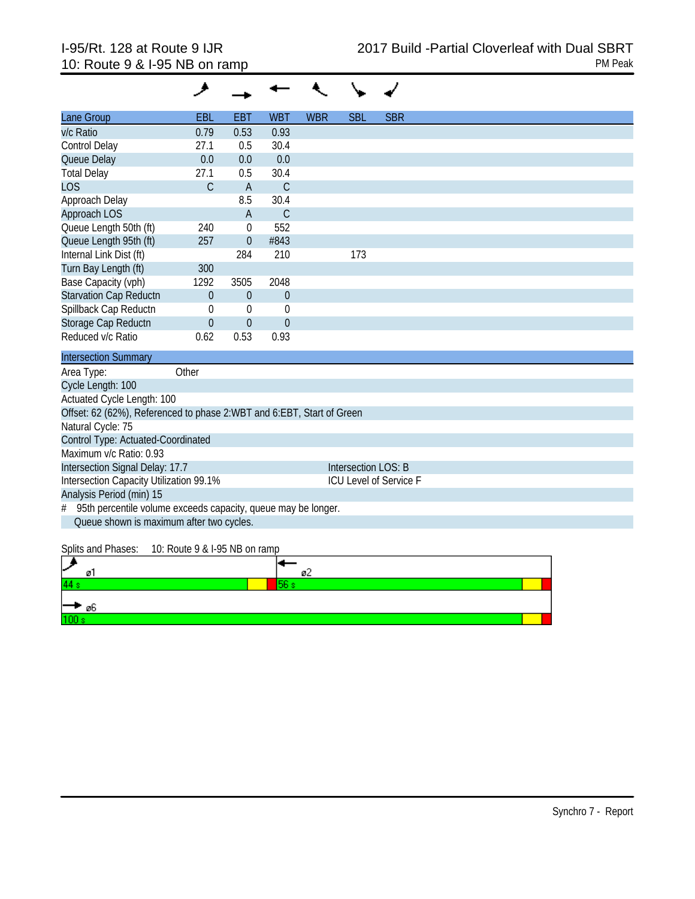I-95/Rt. 128 at Route 9 IJR
10: Route 9 & I-95 NB on ramp

2017 Build -Partial Cloverleaf with Dual SBRT
PM Peak

| Lane Group | EBL | EBT | WBT | WBR | SBL | SBR |
|---|---|---|---|---|---|---|
| v/c Ratio | 0.79 | 0.53 | 0.93 | | | |
| Control Delay | 27.1 | 0.5 | 30.4 | | | |
| Queue Delay | 0.0 | 0.0 | 0.0 | | | |
| Total Delay | 27.1 | 0.5 | 30.4 | | | |
| LOS | C | A | C | | | |
| Approach Delay | | 8.5 | 30.4 | | | |
| Approach LOS | | A | C | | | |
| Queue Length 50th (ft) | 240 | 0 | 552 | | | |
| Queue Length 95th (ft) | 257 | 0 | #843 | | | |
| Internal Link Dist (ft) | | 284 | 210 | | 173 | |
| Turn Bay Length (ft) | 300 | | | | | |
| Base Capacity (vph) | 1292 | 3505 | 2048 | | | |
| Starvation Cap Reductn | 0 | 0 | 0 | | | |
| Spillback Cap Reductn | 0 | 0 | 0 | | | |
| Storage Cap Reductn | 0 | 0 | 0 | | | |
| Reduced v/c Ratio | 0.62 | 0.53 | 0.93 | | | |

**Intersection Summary**

Area Type: Other
Cycle Length: 100
Actuated Cycle Length: 100
Offset: 62 (62%), Referenced to phase 2:WBT and 6:EBT, Start of Green
Natural Cycle: 75
Control Type: Actuated-Coordinated
Maximum v/c Ratio: 0.93
Intersection Signal Delay: 17.7 — Intersection LOS: B
Intersection Capacity Utilization 99.1% — ICU Level of Service F
Analysis Period (min) 15
\# 95th percentile volume exceeds capacity, queue may be longer.
Queue shown is maximum after two cycles.

Splits and Phases: 10: Route 9 & I-95 NB on ramp

ø1
44 s
ø2
56 s
ø6
100 s